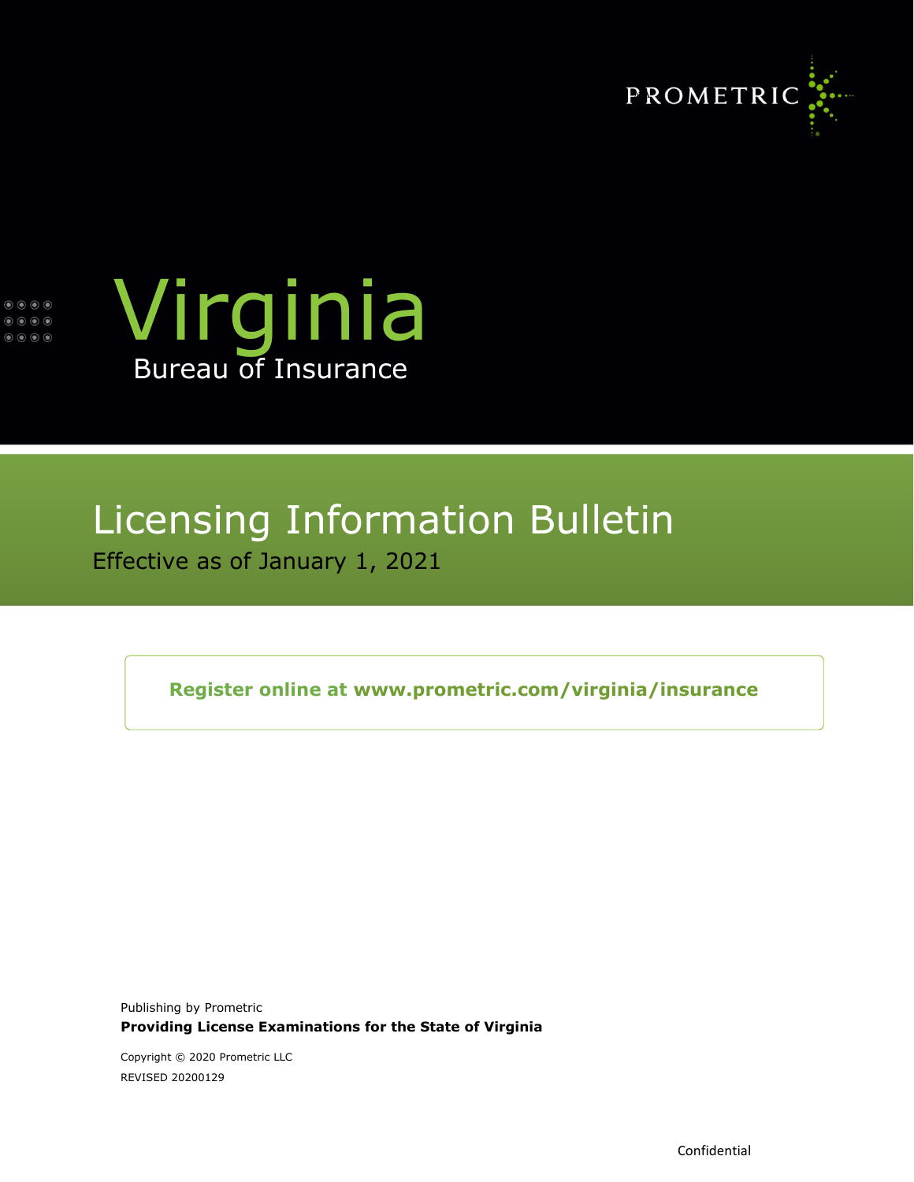PROMETRIC

# Virginia

## Bureau of Insurance

# Licensing Information Bulletin

Effective as of January 1, 2021

**Register online at www.prometric.com/virginia/insurance**

Publishing by Prometric

**Providing License Examinations for the State of Virginia**

Copyright © 2020 Prometric LLC

REVISED 20200129

Confidential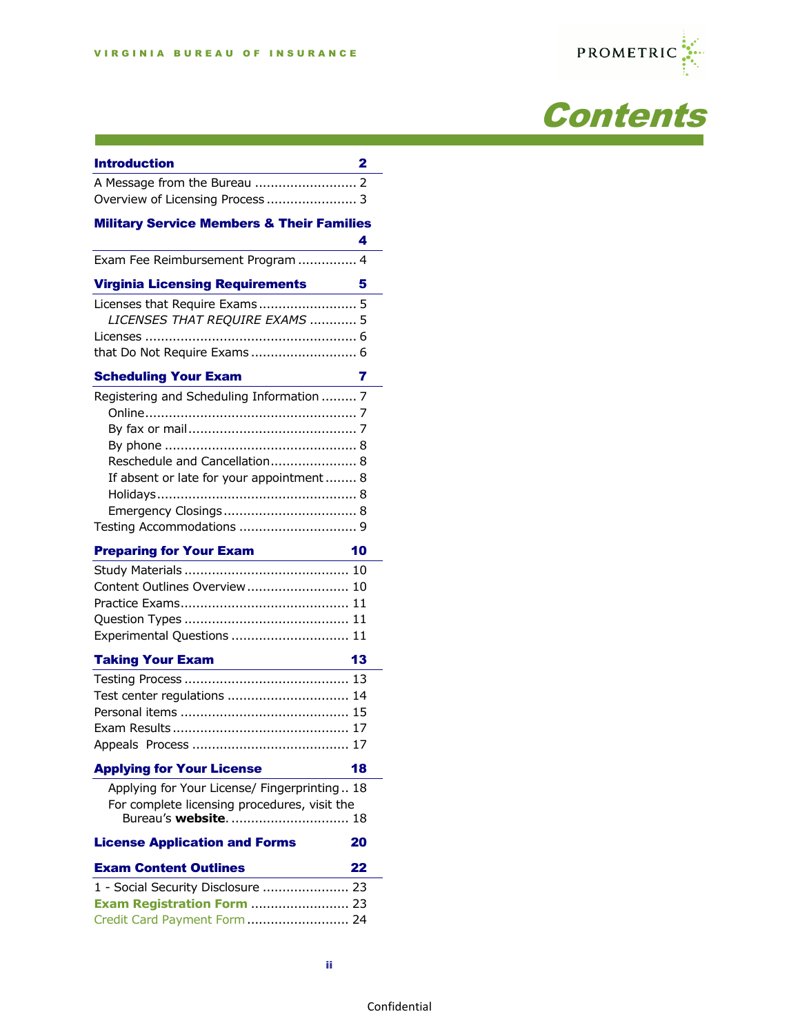# Contents

**Introduction** **2**

A Message from the Bureau .......................... 2
Overview of Licensing Process ....................... 3

**Military Service Members & Their Families** **4**

Exam Fee Reimbursement Program ............... 4

**Virginia Licensing Requirements** **5**

Licenses that Require Exams ......................... 5
*LICENSES THAT REQUIRE EXAMS* ............ 5
Licenses ..................................................... 6
that Do Not Require Exams ........................... 6

**Scheduling Your Exam** **7**

Registering and Scheduling Information ......... 7
Online..................................................... 7
By fax or mail........................................... 7
By phone ................................................ 8
Reschedule and Cancellation...................... 8
If absent or late for your appointment ........ 8
Holidays.................................................. 8
Emergency Closings.................................. 8
Testing Accommodations .............................. 9

**Preparing for Your Exam** **10**

Study Materials .......................................... 10
Content Outlines Overview.......................... 10
Practice Exams........................................... 11
Question Types .......................................... 11
Experimental Questions .............................. 11

**Taking Your Exam** **13**

Testing Process .......................................... 13
Test center regulations ............................... 14
Personal items ........................................... 15
Exam Results ............................................. 17
Appeals Process ........................................ 17

**Applying for Your License** **18**

Applying for Your License/ Fingerprinting .. 18
For complete licensing procedures, visit the Bureau's **website**. .............................. 18

**License Application and Forms** **20**

**Exam Content Outlines** **22**

1 - Social Security Disclosure ...................... 23
**Exam Registration Form** ......................... 23
Credit Card Payment Form .......................... 24

Confidential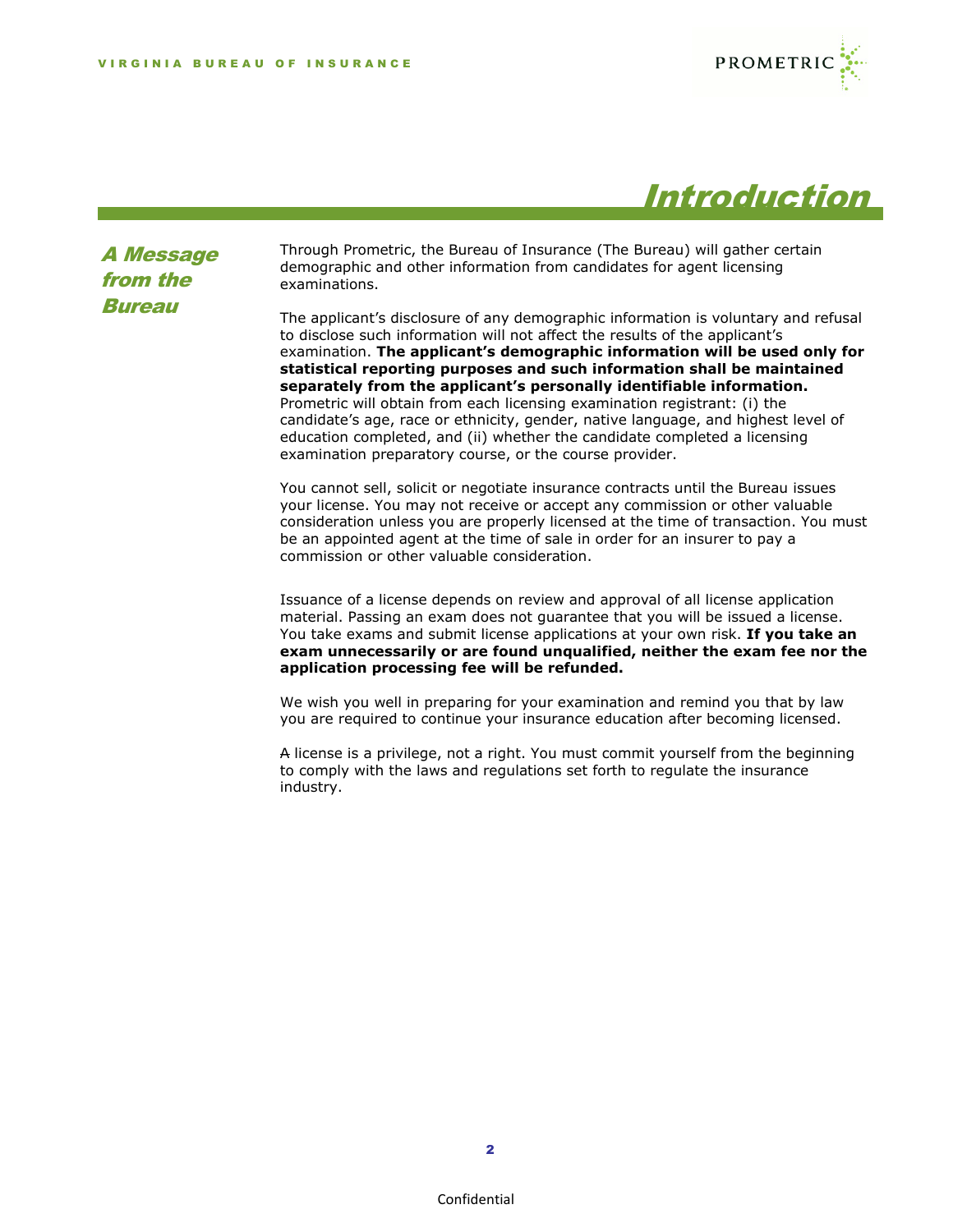# Introduction

## A Message from the Bureau

Through Prometric, the Bureau of Insurance (The Bureau) will gather certain demographic and other information from candidates for agent licensing examinations.

The applicant's disclosure of any demographic information is voluntary and refusal to disclose such information will not affect the results of the applicant's examination. **The applicant's demographic information will be used only for statistical reporting purposes and such information shall be maintained separately from the applicant's personally identifiable information.** Prometric will obtain from each licensing examination registrant: (i) the candidate's age, race or ethnicity, gender, native language, and highest level of education completed, and (ii) whether the candidate completed a licensing examination preparatory course, or the course provider.

You cannot sell, solicit or negotiate insurance contracts until the Bureau issues your license. You may not receive or accept any commission or other valuable consideration unless you are properly licensed at the time of transaction. You must be an appointed agent at the time of sale in order for an insurer to pay a commission or other valuable consideration.

Issuance of a license depends on review and approval of all license application material. Passing an exam does not guarantee that you will be issued a license. You take exams and submit license applications at your own risk. **If you take an exam unnecessarily or are found unqualified, neither the exam fee nor the application processing fee will be refunded.**

We wish you well in preparing for your examination and remind you that by law you are required to continue your insurance education after becoming licensed.

A license is a privilege, not a right. You must commit yourself from the beginning to comply with the laws and regulations set forth to regulate the insurance industry.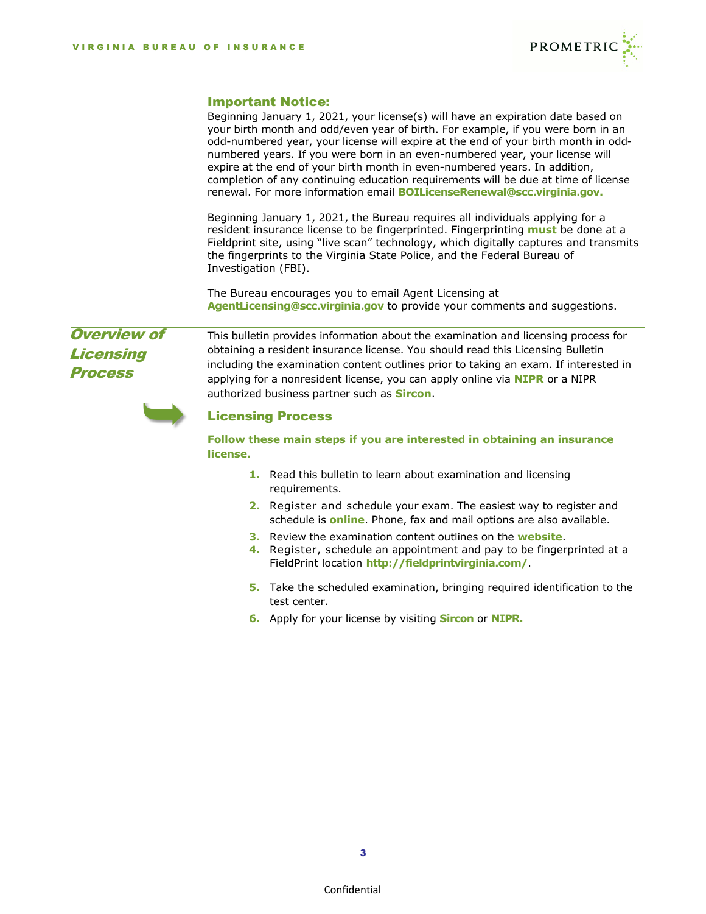## Important Notice:

Beginning January 1, 2021, your license(s) will have an expiration date based on your birth month and odd/even year of birth. For example, if you were born in an odd-numbered year, your license will expire at the end of your birth month in odd-numbered years. If you were born in an even-numbered year, your license will expire at the end of your birth month in even-numbered years. In addition, completion of any continuing education requirements will be due at time of license renewal. For more information email **BOILicenseRenewal@scc.virginia.gov.**

Beginning January 1, 2021, the Bureau requires all individuals applying for a resident insurance license to be fingerprinted. Fingerprinting **must** be done at a Fieldprint site, using "live scan" technology, which digitally captures and transmits the fingerprints to the Virginia State Police, and the Federal Bureau of Investigation (FBI).

The Bureau encourages you to email Agent Licensing at **AgentLicensing@scc.virginia.gov** to provide your comments and suggestions.

## *Overview of Licensing Process*

This bulletin provides information about the examination and licensing process for obtaining a resident insurance license. You should read this Licensing Bulletin including the examination content outlines prior to taking an exam. If interested in applying for a nonresident license, you can apply online via **NIPR** or a NIPR authorized business partner such as **Sircon**.

### Licensing Process

**Follow these main steps if you are interested in obtaining an insurance license.**

1. Read this bulletin to learn about examination and licensing requirements.
2. Register and schedule your exam. The easiest way to register and schedule is **online**. Phone, fax and mail options are also available.
3. Review the examination content outlines on the **website**.
4. Register, schedule an appointment and pay to be fingerprinted at a FieldPrint location **http://fieldprintvirginia.com/**.
5. Take the scheduled examination, bringing required identification to the test center.
6. Apply for your license by visiting **Sircon** or **NIPR.**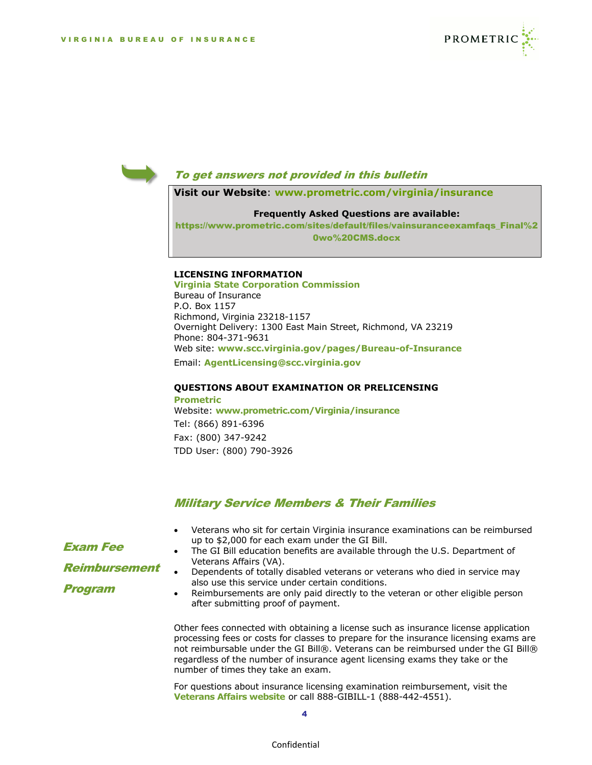## *To get answers not provided in this bulletin*

**Visit our Website**: **www.prometric.com/virginia/insurance**

**Frequently Asked Questions are available:**
**https://www.prometric.com/sites/default/files/vainsuranceexamfaqs_Final%20wo%20CMS.docx**

**LICENSING INFORMATION**
**Virginia State Corporation Commission**
Bureau of Insurance
P.O. Box 1157
Richmond, Virginia 23218-1157
Overnight Delivery: 1300 East Main Street, Richmond, VA 23219
Phone: 804-371-9631
Web site: **www.scc.virginia.gov/pages/Bureau-of-Insurance**
Email: **AgentLicensing@scc.virginia.gov**

**QUESTIONS ABOUT EXAMINATION OR PRELICENSING**
**Prometric**
Website: **www.prometric.com/Virginia/insurance**
Tel: (866) 891-6396
Fax: (800) 347-9242
TDD User: (800) 790-3926

## *Military Service Members & Their Families*

### *Exam Fee Reimbursement Program*

- Veterans who sit for certain Virginia insurance examinations can be reimbursed up to $2,000 for each exam under the GI Bill.
- The GI Bill education benefits are available through the U.S. Department of Veterans Affairs (VA).
- Dependents of totally disabled veterans or veterans who died in service may also use this service under certain conditions.
- Reimbursements are only paid directly to the veteran or other eligible person after submitting proof of payment.

Other fees connected with obtaining a license such as insurance license application processing fees or costs for classes to prepare for the insurance licensing exams are not reimbursable under the GI Bill®. Veterans can be reimbursed under the GI Bill® regardless of the number of insurance agent licensing exams they take or the number of times they take an exam.

For questions about insurance licensing examination reimbursement, visit the **Veterans Affairs website** or call 888-GIBILL-1 (888-442-4551).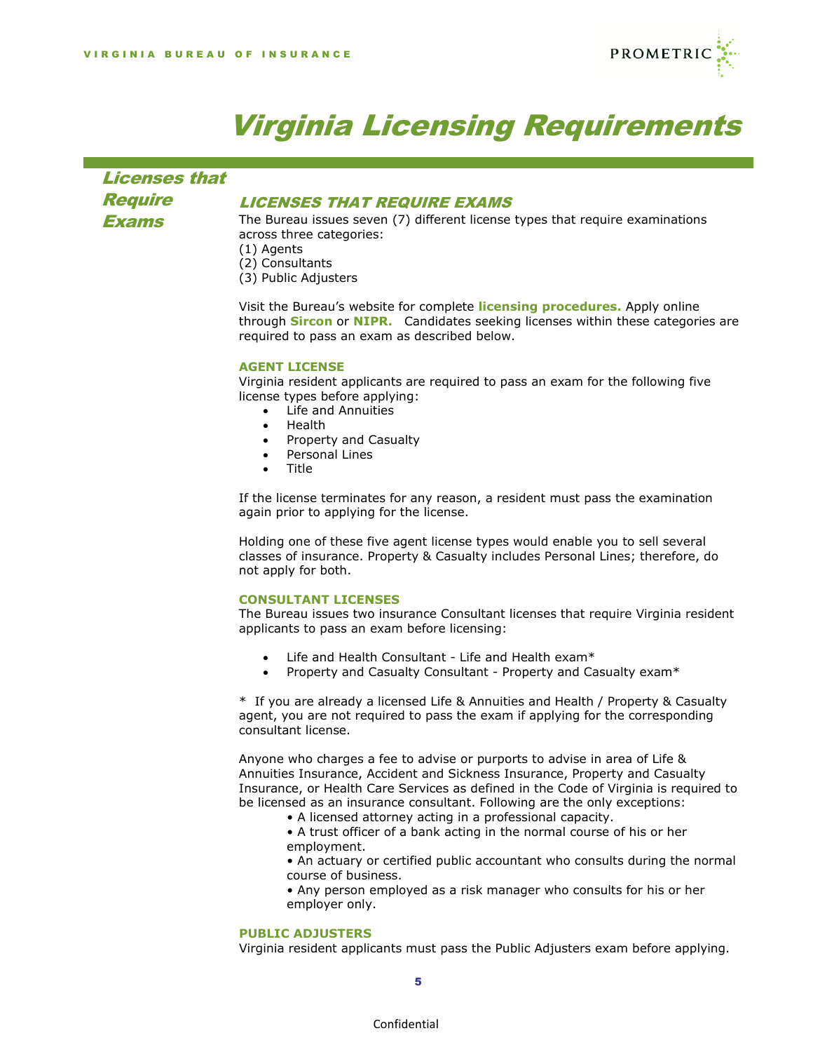# Virginia Licensing Requirements

## Licenses that Require Exams

### LICENSES THAT REQUIRE EXAMS

The Bureau issues seven (7) different license types that require examinations across three categories:
(1) Agents
(2) Consultants
(3) Public Adjusters

Visit the Bureau's website for complete **licensing procedures.** Apply online through **Sircon** or **NIPR.** Candidates seeking licenses within these categories are required to pass an exam as described below.

#### AGENT LICENSE

Virginia resident applicants are required to pass an exam for the following five license types before applying:

- Life and Annuities
- Health
- Property and Casualty
- Personal Lines
- Title

If the license terminates for any reason, a resident must pass the examination again prior to applying for the license.

Holding one of these five agent license types would enable you to sell several classes of insurance. Property & Casualty includes Personal Lines; therefore, do not apply for both.

#### CONSULTANT LICENSES

The Bureau issues two insurance Consultant licenses that require Virginia resident applicants to pass an exam before licensing:

- Life and Health Consultant - Life and Health exam*
- Property and Casualty Consultant - Property and Casualty exam*

* If you are already a licensed Life & Annuities and Health / Property & Casualty agent, you are not required to pass the exam if applying for the corresponding consultant license.

Anyone who charges a fee to advise or purports to advise in area of Life & Annuities Insurance, Accident and Sickness Insurance, Property and Casualty Insurance, or Health Care Services as defined in the Code of Virginia is required to be licensed as an insurance consultant. Following are the only exceptions:

- A licensed attorney acting in a professional capacity.
- A trust officer of a bank acting in the normal course of his or her employment.
- An actuary or certified public accountant who consults during the normal course of business.
- Any person employed as a risk manager who consults for his or her employer only.

#### PUBLIC ADJUSTERS

Virginia resident applicants must pass the Public Adjusters exam before applying.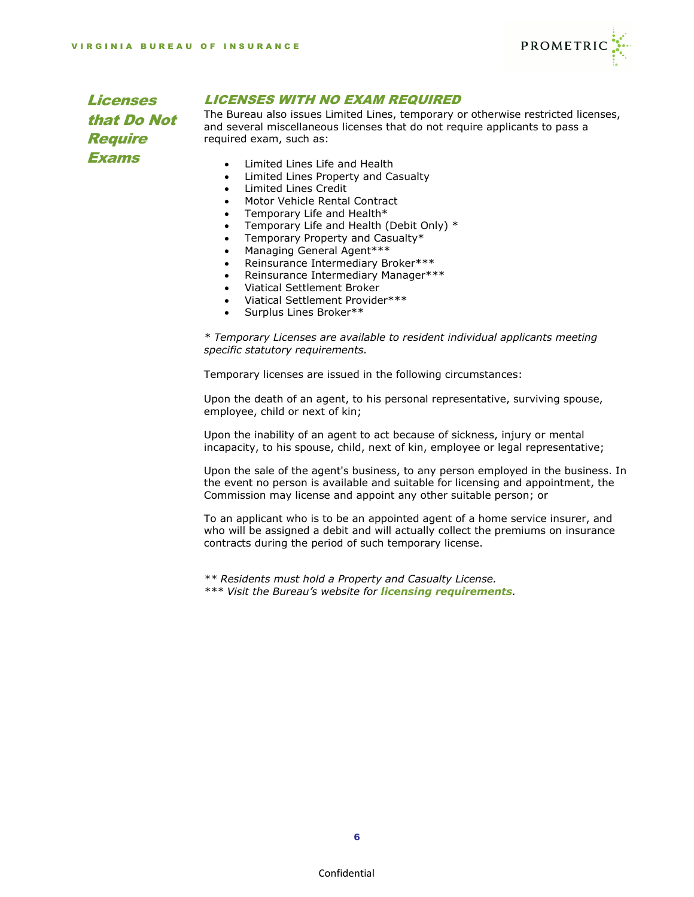## Licenses that Do Not Require Exams

### LICENSES WITH NO EXAM REQUIRED

The Bureau also issues Limited Lines, temporary or otherwise restricted licenses, and several miscellaneous licenses that do not require applicants to pass a required exam, such as:

- Limited Lines Life and Health
- Limited Lines Property and Casualty
- Limited Lines Credit
- Motor Vehicle Rental Contract
- Temporary Life and Health*
- Temporary Life and Health (Debit Only) *
- Temporary Property and Casualty*
- Managing General Agent***
- Reinsurance Intermediary Broker***
- Reinsurance Intermediary Manager***
- Viatical Settlement Broker
- Viatical Settlement Provider***
- Surplus Lines Broker**

*\* Temporary Licenses are available to resident individual applicants meeting specific statutory requirements.*

Temporary licenses are issued in the following circumstances:

Upon the death of an agent, to his personal representative, surviving spouse, employee, child or next of kin;

Upon the inability of an agent to act because of sickness, injury or mental incapacity, to his spouse, child, next of kin, employee or legal representative;

Upon the sale of the agent's business, to any person employed in the business. In the event no person is available and suitable for licensing and appointment, the Commission may license and appoint any other suitable person; or

To an applicant who is to be an appointed agent of a home service insurer, and who will be assigned a debit and will actually collect the premiums on insurance contracts during the period of such temporary license.

*\*\* Residents must hold a Property and Casualty License.*
*\*\*\* Visit the Bureau's website for **licensing requirements**.*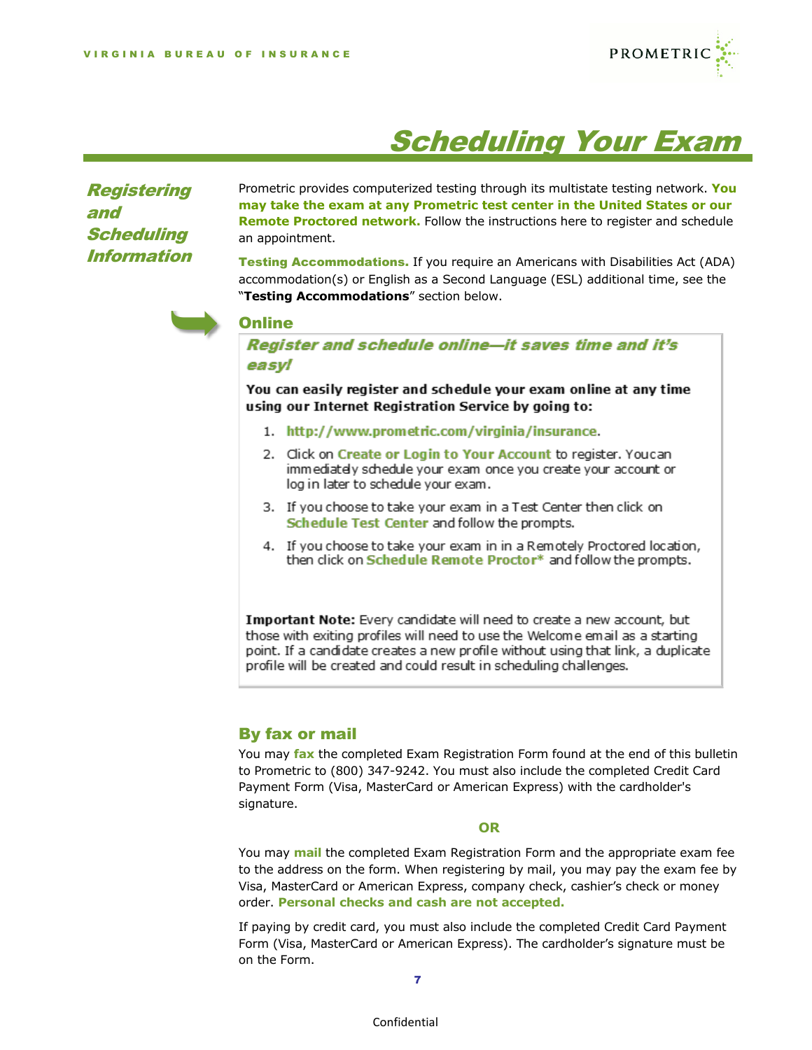# Scheduling Your Exam

## Registering and Scheduling Information

Prometric provides computerized testing through its multistate testing network. **You may take the exam at any Prometric test center in the United States or our Remote Proctored network.** Follow the instructions here to register and schedule an appointment.

**Testing Accommodations.** If you require an Americans with Disabilities Act (ADA) accommodation(s) or English as a Second Language (ESL) additional time, see the "**Testing Accommodations**" section below.

### Online

***Register and schedule online—it saves time and it's easy!***

**You can easily register and schedule your exam online at any time using our Internet Registration Service by going to:**

1. **http://www.prometric.com/virginia/insurance**.
2. Click on **Create or Login to Your Account** to register. You can immediately schedule your exam once you create your account or log in later to schedule your exam.
3. If you choose to take your exam in a Test Center then click on **Schedule Test Center** and follow the prompts.
4. If you choose to take your exam in in a Remotely Proctored location, then click on **Schedule Remote Proctor*** and follow the prompts.

**Important Note:** Every candidate will need to create a new account, but those with exiting profiles will need to use the Welcome email as a starting point. If a candidate creates a new profile without using that link, a duplicate profile will be created and could result in scheduling challenges.

### By fax or mail

You may **fax** the completed Exam Registration Form found at the end of this bulletin to Prometric to (800) 347-9242. You must also include the completed Credit Card Payment Form (Visa, MasterCard or American Express) with the cardholder's signature.

**OR**

You may **mail** the completed Exam Registration Form and the appropriate exam fee to the address on the form. When registering by mail, you may pay the exam fee by Visa, MasterCard or American Express, company check, cashier's check or money order. **Personal checks and cash are not accepted.**

If paying by credit card, you must also include the completed Credit Card Payment Form (Visa, MasterCard or American Express). The cardholder's signature must be on the Form.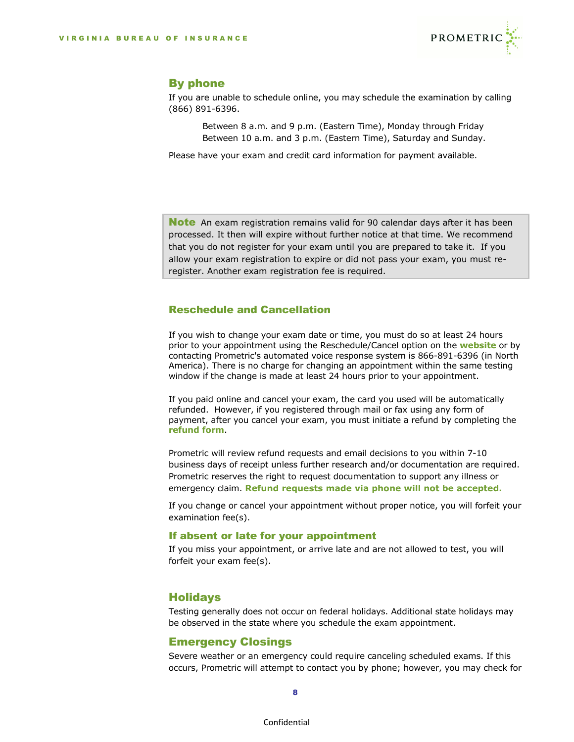### By phone

If you are unable to schedule online, you may schedule the examination by calling (866) 891-6396.

> Between 8 a.m. and 9 p.m. (Eastern Time), Monday through Friday
> Between 10 a.m. and 3 p.m. (Eastern Time), Saturday and Sunday.

Please have your exam and credit card information for payment available.

> **Note** An exam registration remains valid for 90 calendar days after it has been processed. It then will expire without further notice at that time. We recommend that you do not register for your exam until you are prepared to take it. If you allow your exam registration to expire or did not pass your exam, you must re-register. Another exam registration fee is required.

### Reschedule and Cancellation

If you wish to change your exam date or time, you must do so at least 24 hours prior to your appointment using the Reschedule/Cancel option on the **website** or by contacting Prometric's automated voice response system is 866-891-6396 (in North America). There is no charge for changing an appointment within the same testing window if the change is made at least 24 hours prior to your appointment.

If you paid online and cancel your exam, the card you used will be automatically refunded. However, if you registered through mail or fax using any form of payment, after you cancel your exam, you must initiate a refund by completing the **refund form**.

Prometric will review refund requests and email decisions to you within 7-10 business days of receipt unless further research and/or documentation are required. Prometric reserves the right to request documentation to support any illness or emergency claim. **Refund requests made via phone will not be accepted.**

If you change or cancel your appointment without proper notice, you will forfeit your examination fee(s).

#### If absent or late for your appointment

If you miss your appointment, or arrive late and are not allowed to test, you will forfeit your exam fee(s).

### Holidays

Testing generally does not occur on federal holidays. Additional state holidays may be observed in the state where you schedule the exam appointment.

### Emergency Closings

Severe weather or an emergency could require canceling scheduled exams. If this occurs, Prometric will attempt to contact you by phone; however, you may check for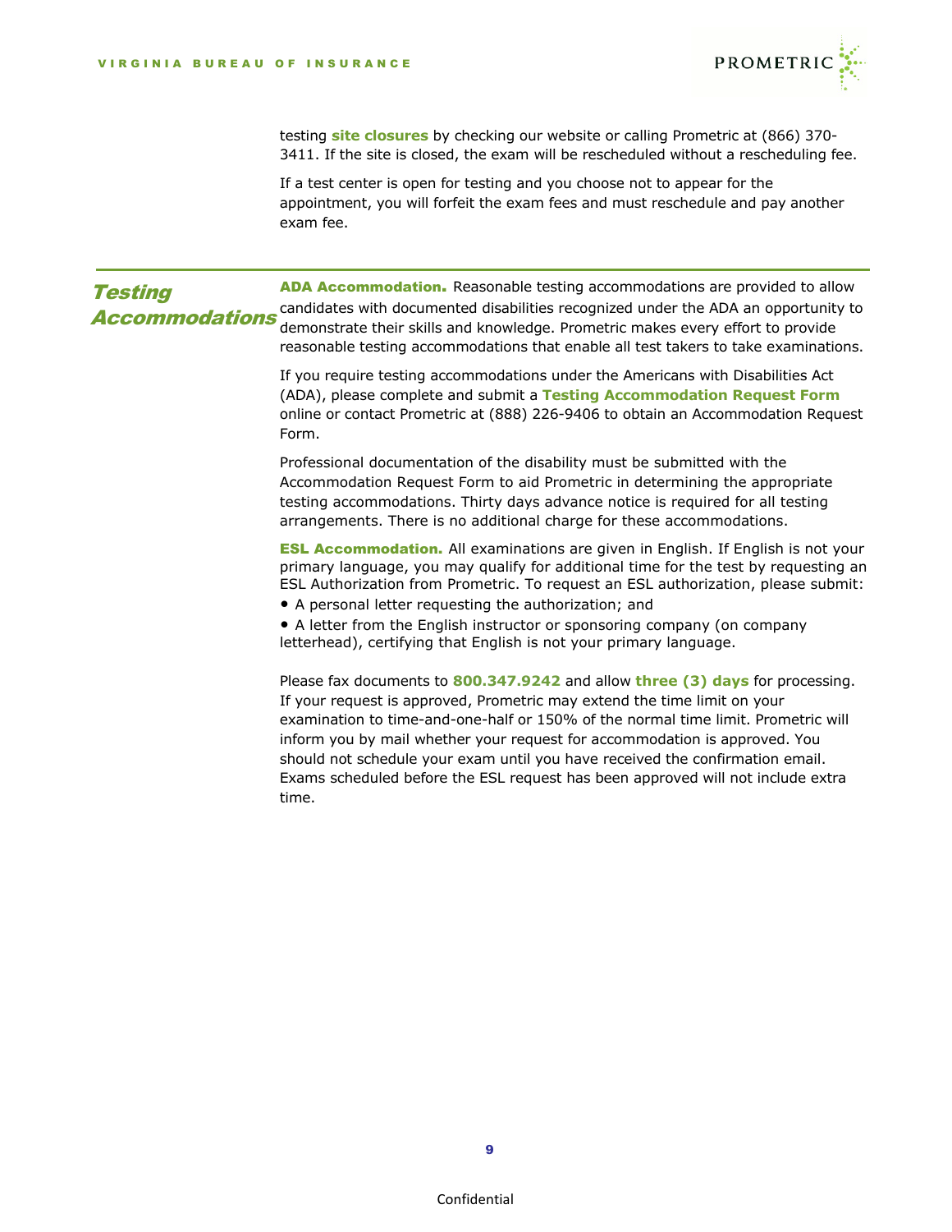testing **site closures** by checking our website or calling Prometric at (866) 370-3411. If the site is closed, the exam will be rescheduled without a rescheduling fee.

If a test center is open for testing and you choose not to appear for the appointment, you will forfeit the exam fees and must reschedule and pay another exam fee.

## *Testing Accommodations*

**ADA Accommodation.** Reasonable testing accommodations are provided to allow candidates with documented disabilities recognized under the ADA an opportunity to demonstrate their skills and knowledge. Prometric makes every effort to provide reasonable testing accommodations that enable all test takers to take examinations.

If you require testing accommodations under the Americans with Disabilities Act (ADA), please complete and submit a **Testing Accommodation Request Form** online or contact Prometric at (888) 226-9406 to obtain an Accommodation Request Form.

Professional documentation of the disability must be submitted with the Accommodation Request Form to aid Prometric in determining the appropriate testing accommodations. Thirty days advance notice is required for all testing arrangements. There is no additional charge for these accommodations.

**ESL Accommodation.** All examinations are given in English. If English is not your primary language, you may qualify for additional time for the test by requesting an ESL Authorization from Prometric. To request an ESL authorization, please submit:

- A personal letter requesting the authorization; and
- A letter from the English instructor or sponsoring company (on company letterhead), certifying that English is not your primary language.

Please fax documents to **800.347.9242** and allow **three (3) days** for processing. If your request is approved, Prometric may extend the time limit on your examination to time-and-one-half or 150% of the normal time limit. Prometric will inform you by mail whether your request for accommodation is approved. You should not schedule your exam until you have received the confirmation email. Exams scheduled before the ESL request has been approved will not include extra time.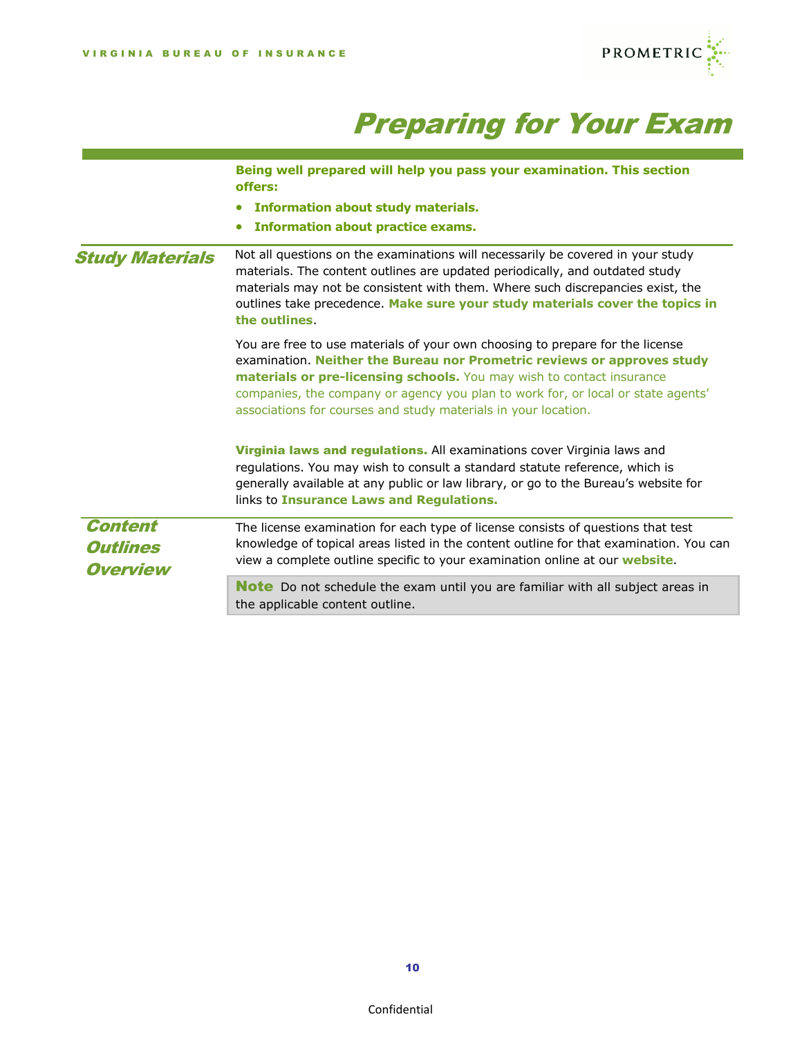# Preparing for Your Exam

**Being well prepared will help you pass your examination. This section offers:**

- **Information about study materials.**
- **Information about practice exams.**

## Study Materials

Not all questions on the examinations will necessarily be covered in your study materials. The content outlines are updated periodically, and outdated study materials may not be consistent with them. Where such discrepancies exist, the outlines take precedence. **Make sure your study materials cover the topics in the outlines**.

You are free to use materials of your own choosing to prepare for the license examination. **Neither the Bureau nor Prometric reviews or approves study materials or pre-licensing schools.** You may wish to contact insurance companies, the company or agency you plan to work for, or local or state agents' associations for courses and study materials in your location.

**Virginia laws and regulations.** All examinations cover Virginia laws and regulations. You may wish to consult a standard statute reference, which is generally available at any public or law library, or go to the Bureau's website for links to **Insurance Laws and Regulations.**

## Content Outlines Overview

The license examination for each type of license consists of questions that test knowledge of topical areas listed in the content outline for that examination. You can view a complete outline specific to your examination online at our **website**.

> **Note** Do not schedule the exam until you are familiar with all subject areas in the applicable content outline.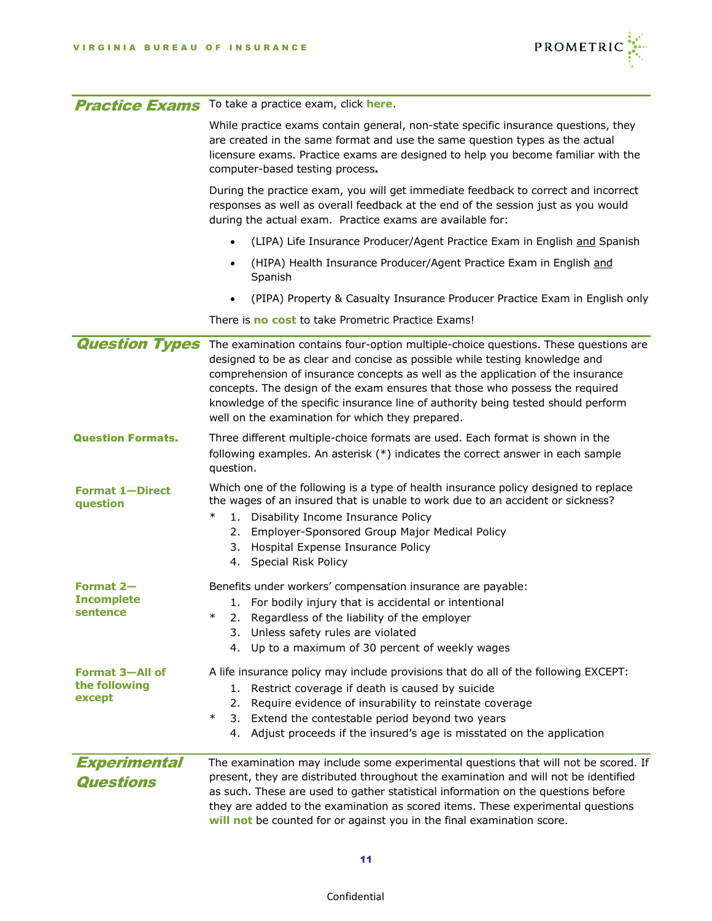## Practice Exams

To take a practice exam, click **here**.

While practice exams contain general, non-state specific insurance questions, they are created in the same format and use the same question types as the actual licensure exams. Practice exams are designed to help you become familiar with the computer-based testing process**.**

During the practice exam, you will get immediate feedback to correct and incorrect responses as well as overall feedback at the end of the session just as you would during the actual exam. Practice exams are available for:

- (LIPA) Life Insurance Producer/Agent Practice Exam in English and Spanish
- (HIPA) Health Insurance Producer/Agent Practice Exam in English and Spanish
- (PIPA) Property & Casualty Insurance Producer Practice Exam in English only

There is **no cost** to take Prometric Practice Exams!

## Question Types

The examination contains four-option multiple-choice questions. These questions are designed to be as clear and concise as possible while testing knowledge and comprehension of insurance concepts as well as the application of the insurance concepts. The design of the exam ensures that those who possess the required knowledge of the specific insurance line of authority being tested should perform well on the examination for which they prepared.

### Question Formats.

Three different multiple-choice formats are used. Each format is shown in the following examples. An asterisk (*) indicates the correct answer in each sample question.

#### Format 1—Direct question

Which one of the following is a type of health insurance policy designed to replace the wages of an insured that is unable to work due to an accident or sickness?

\* 1. Disability Income Insurance Policy
2. Employer-Sponsored Group Major Medical Policy
3. Hospital Expense Insurance Policy
4. Special Risk Policy

#### Format 2—Incomplete sentence

Benefits under workers' compensation insurance are payable:

1. For bodily injury that is accidental or intentional
\* 2. Regardless of the liability of the employer
3. Unless safety rules are violated
4. Up to a maximum of 30 percent of weekly wages

#### Format 3—All of the following except

A life insurance policy may include provisions that do all of the following EXCEPT:

1. Restrict coverage if death is caused by suicide
2. Require evidence of insurability to reinstate coverage
\* 3. Extend the contestable period beyond two years
4. Adjust proceeds if the insured's age is misstated on the application

## Experimental Questions

The examination may include some experimental questions that will not be scored. If present, they are distributed throughout the examination and will not be identified as such. These are used to gather statistical information on the questions before they are added to the examination as scored items. These experimental questions **will not** be counted for or against you in the final examination score.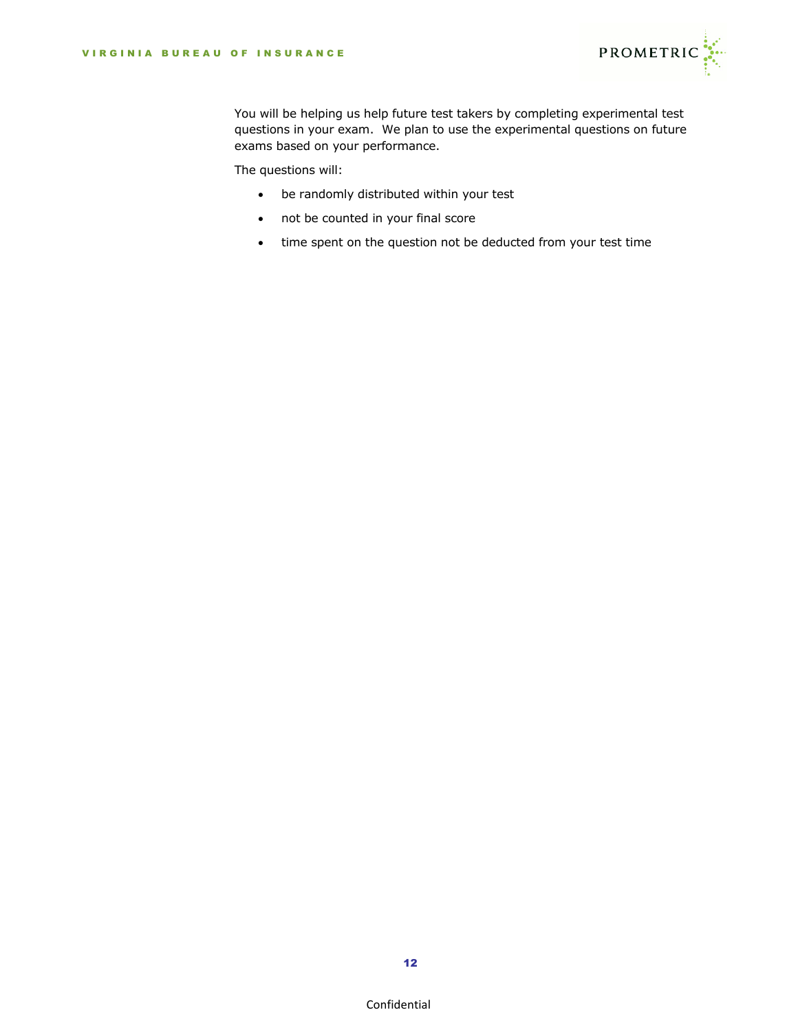You will be helping us help future test takers by completing experimental test questions in your exam. We plan to use the experimental questions on future exams based on your performance.

The questions will:

- be randomly distributed within your test
- not be counted in your final score
- time spent on the question not be deducted from your test time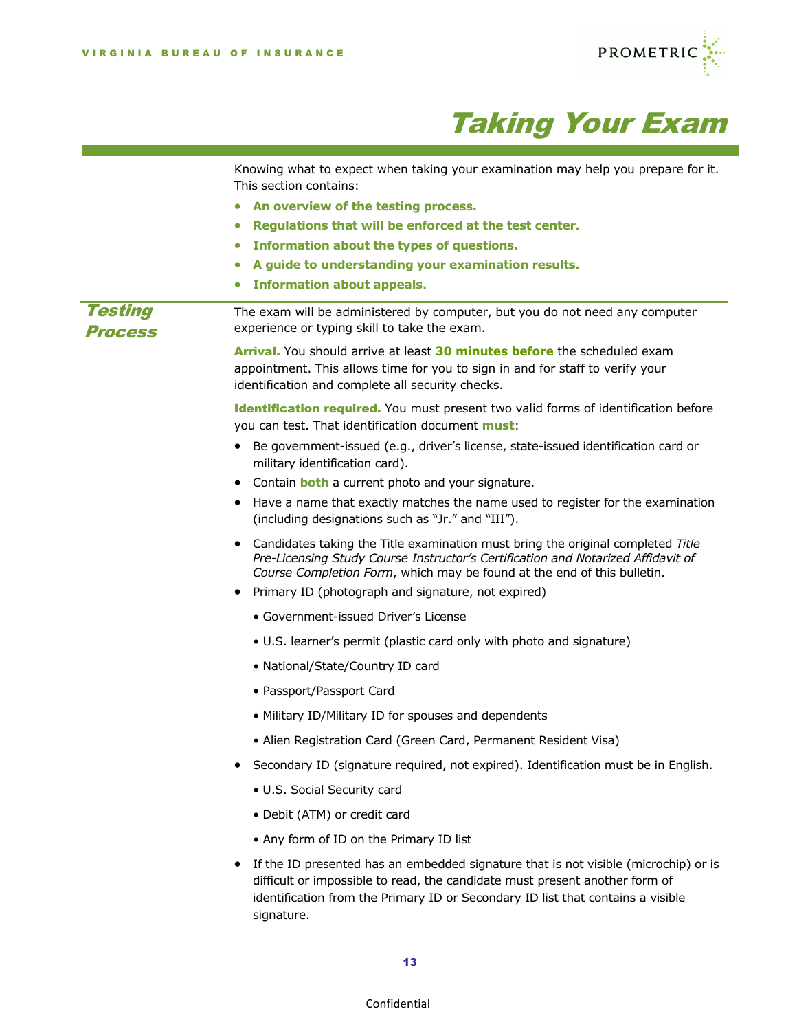# Taking Your Exam

Knowing what to expect when taking your examination may help you prepare for it. This section contains:

- **An overview of the testing process.**
- **Regulations that will be enforced at the test center.**
- **Information about the types of questions.**
- **A guide to understanding your examination results.**
- **Information about appeals.**

## Testing Process

The exam will be administered by computer, but you do not need any computer experience or typing skill to take the exam.

**Arrival.** You should arrive at least **30 minutes before** the scheduled exam appointment. This allows time for you to sign in and for staff to verify your identification and complete all security checks.

**Identification required.** You must present two valid forms of identification before you can test. That identification document **must**:

- Be government-issued (e.g., driver's license, state-issued identification card or military identification card).
- Contain **both** a current photo and your signature.
- Have a name that exactly matches the name used to register for the examination (including designations such as "Jr." and "III").
- Candidates taking the Title examination must bring the original completed *Title Pre-Licensing Study Course Instructor's Certification and Notarized Affidavit of Course Completion Form*, which may be found at the end of this bulletin.
- Primary ID (photograph and signature, not expired)
  - Government-issued Driver's License
  - U.S. learner's permit (plastic card only with photo and signature)
  - National/State/Country ID card
  - Passport/Passport Card
  - Military ID/Military ID for spouses and dependents
  - Alien Registration Card (Green Card, Permanent Resident Visa)
- Secondary ID (signature required, not expired). Identification must be in English.
  - U.S. Social Security card
  - Debit (ATM) or credit card
  - Any form of ID on the Primary ID list
- If the ID presented has an embedded signature that is not visible (microchip) or is difficult or impossible to read, the candidate must present another form of identification from the Primary ID or Secondary ID list that contains a visible signature.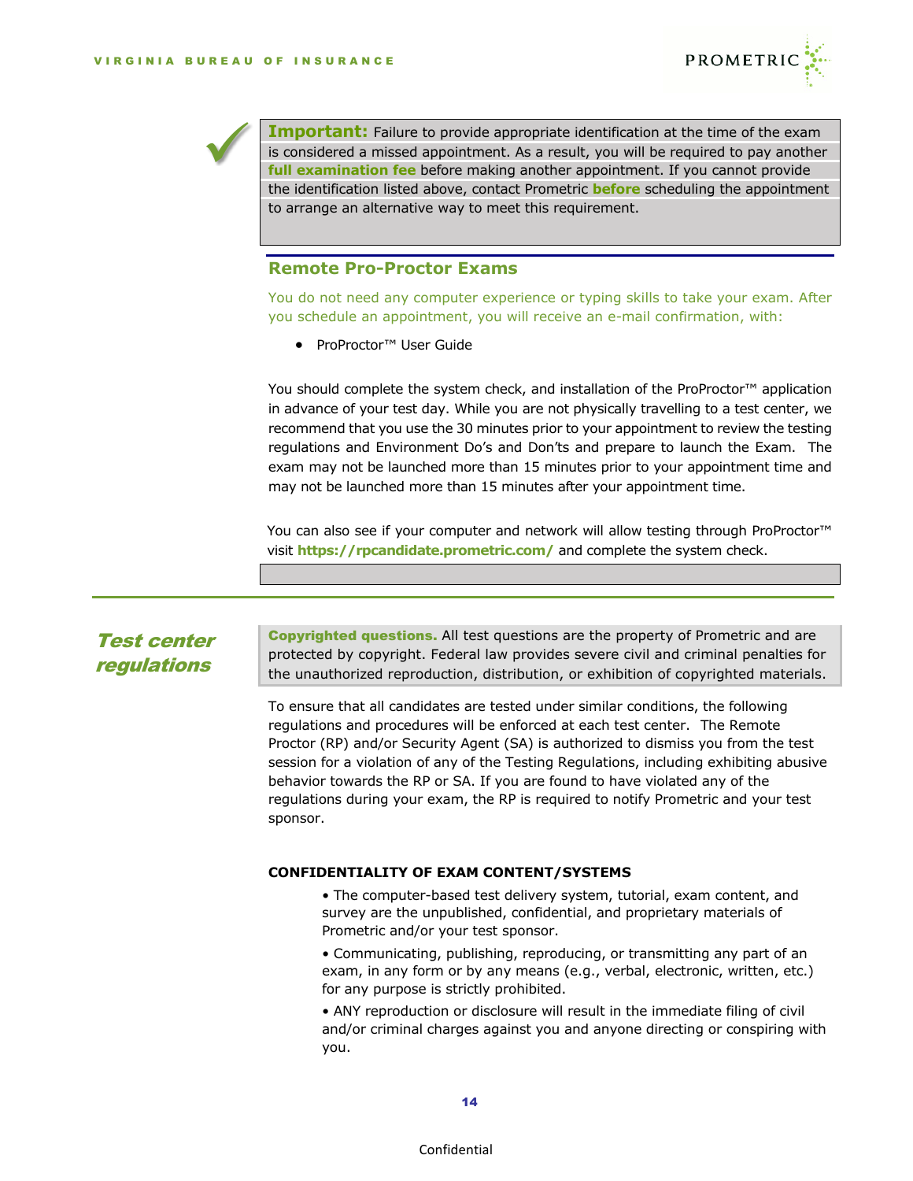**Important:** Failure to provide appropriate identification at the time of the exam is considered a missed appointment. As a result, you will be required to pay another **full examination fee** before making another appointment. If you cannot provide the identification listed above, contact Prometric **before** scheduling the appointment to arrange an alternative way to meet this requirement.

## Remote Pro-Proctor Exams

You do not need any computer experience or typing skills to take your exam. After you schedule an appointment, you will receive an e-mail confirmation, with:

- ProProctor™ User Guide

You should complete the system check, and installation of the ProProctor™ application in advance of your test day. While you are not physically travelling to a test center, we recommend that you use the 30 minutes prior to your appointment to review the testing regulations and Environment Do's and Don'ts and prepare to launch the Exam. The exam may not be launched more than 15 minutes prior to your appointment time and may not be launched more than 15 minutes after your appointment time.

You can also see if your computer and network will allow testing through ProProctor™ visit **https://rpcandidate.prometric.com/** and complete the system check.

## *Test center regulations*

**Copyrighted questions.** All test questions are the property of Prometric and are protected by copyright. Federal law provides severe civil and criminal penalties for the unauthorized reproduction, distribution, or exhibition of copyrighted materials.

To ensure that all candidates are tested under similar conditions, the following regulations and procedures will be enforced at each test center. The Remote Proctor (RP) and/or Security Agent (SA) is authorized to dismiss you from the test session for a violation of any of the Testing Regulations, including exhibiting abusive behavior towards the RP or SA. If you are found to have violated any of the regulations during your exam, the RP is required to notify Prometric and your test sponsor.

### CONFIDENTIALITY OF EXAM CONTENT/SYSTEMS

- The computer-based test delivery system, tutorial, exam content, and survey are the unpublished, confidential, and proprietary materials of Prometric and/or your test sponsor.
- Communicating, publishing, reproducing, or transmitting any part of an exam, in any form or by any means (e.g., verbal, electronic, written, etc.) for any purpose is strictly prohibited.
- ANY reproduction or disclosure will result in the immediate filing of civil and/or criminal charges against you and anyone directing or conspiring with you.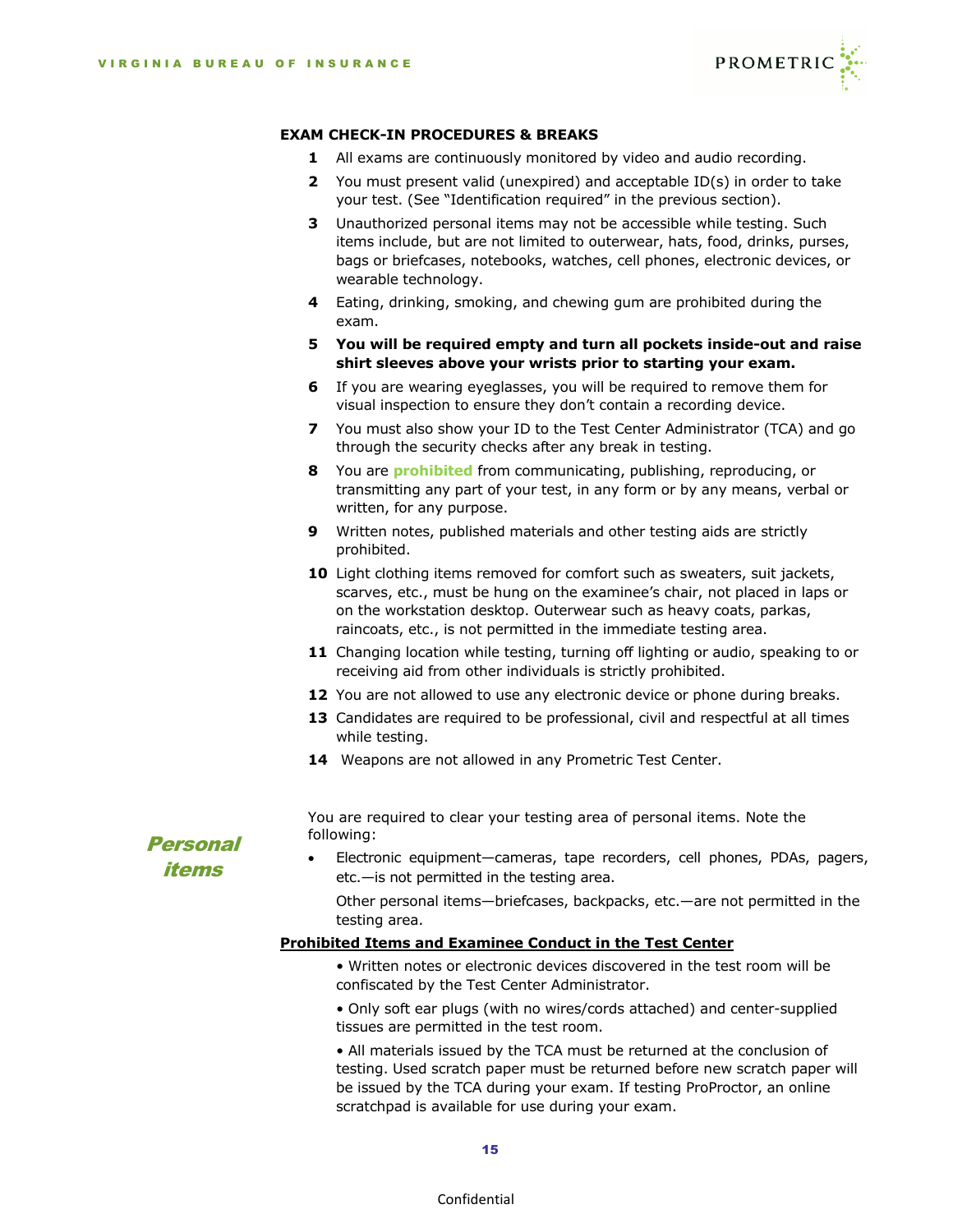**EXAM CHECK-IN PROCEDURES & BREAKS**

1. All exams are continuously monitored by video and audio recording.
2. You must present valid (unexpired) and acceptable ID(s) in order to take your test. (See "Identification required" in the previous section).
3. Unauthorized personal items may not be accessible while testing. Such items include, but are not limited to outerwear, hats, food, drinks, purses, bags or briefcases, notebooks, watches, cell phones, electronic devices, or wearable technology.
4. Eating, drinking, smoking, and chewing gum are prohibited during the exam.
5. **You will be required empty and turn all pockets inside-out and raise shirt sleeves above your wrists prior to starting your exam.**
6. If you are wearing eyeglasses, you will be required to remove them for visual inspection to ensure they don't contain a recording device.
7. You must also show your ID to the Test Center Administrator (TCA) and go through the security checks after any break in testing.
8. You are **prohibited** from communicating, publishing, reproducing, or transmitting any part of your test, in any form or by any means, verbal or written, for any purpose.
9. Written notes, published materials and other testing aids are strictly prohibited.
10. Light clothing items removed for comfort such as sweaters, suit jackets, scarves, etc., must be hung on the examinee's chair, not placed in laps or on the workstation desktop. Outerwear such as heavy coats, parkas, raincoats, etc., is not permitted in the immediate testing area.
11. Changing location while testing, turning off lighting or audio, speaking to or receiving aid from other individuals is strictly prohibited.
12. You are not allowed to use any electronic device or phone during breaks.
13. Candidates are required to be professional, civil and respectful at all times while testing.
14. Weapons are not allowed in any Prometric Test Center.

## *Personal items*

You are required to clear your testing area of personal items. Note the following:

- Electronic equipment—cameras, tape recorders, cell phones, PDAs, pagers, etc.—is not permitted in the testing area.

  Other personal items—briefcases, backpacks, etc.—are not permitted in the testing area.

**Prohibited Items and Examinee Conduct in the Test Center**

- Written notes or electronic devices discovered in the test room will be confiscated by the Test Center Administrator.
- Only soft ear plugs (with no wires/cords attached) and center-supplied tissues are permitted in the test room.
- All materials issued by the TCA must be returned at the conclusion of testing. Used scratch paper must be returned before new scratch paper will be issued by the TCA during your exam. If testing ProProctor, an online scratchpad is available for use during your exam.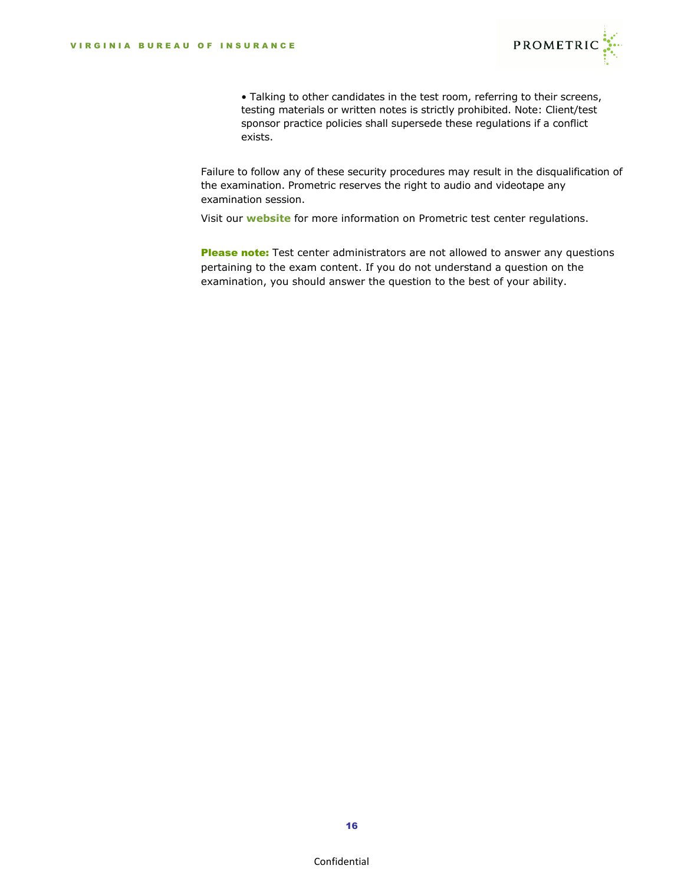- Talking to other candidates in the test room, referring to their screens, testing materials or written notes is strictly prohibited. Note: Client/test sponsor practice policies shall supersede these regulations if a conflict exists.

Failure to follow any of these security procedures may result in the disqualification of the examination. Prometric reserves the right to audio and videotape any examination session.

Visit our **website** for more information on Prometric test center regulations.

**Please note:** Test center administrators are not allowed to answer any questions pertaining to the exam content. If you do not understand a question on the examination, you should answer the question to the best of your ability.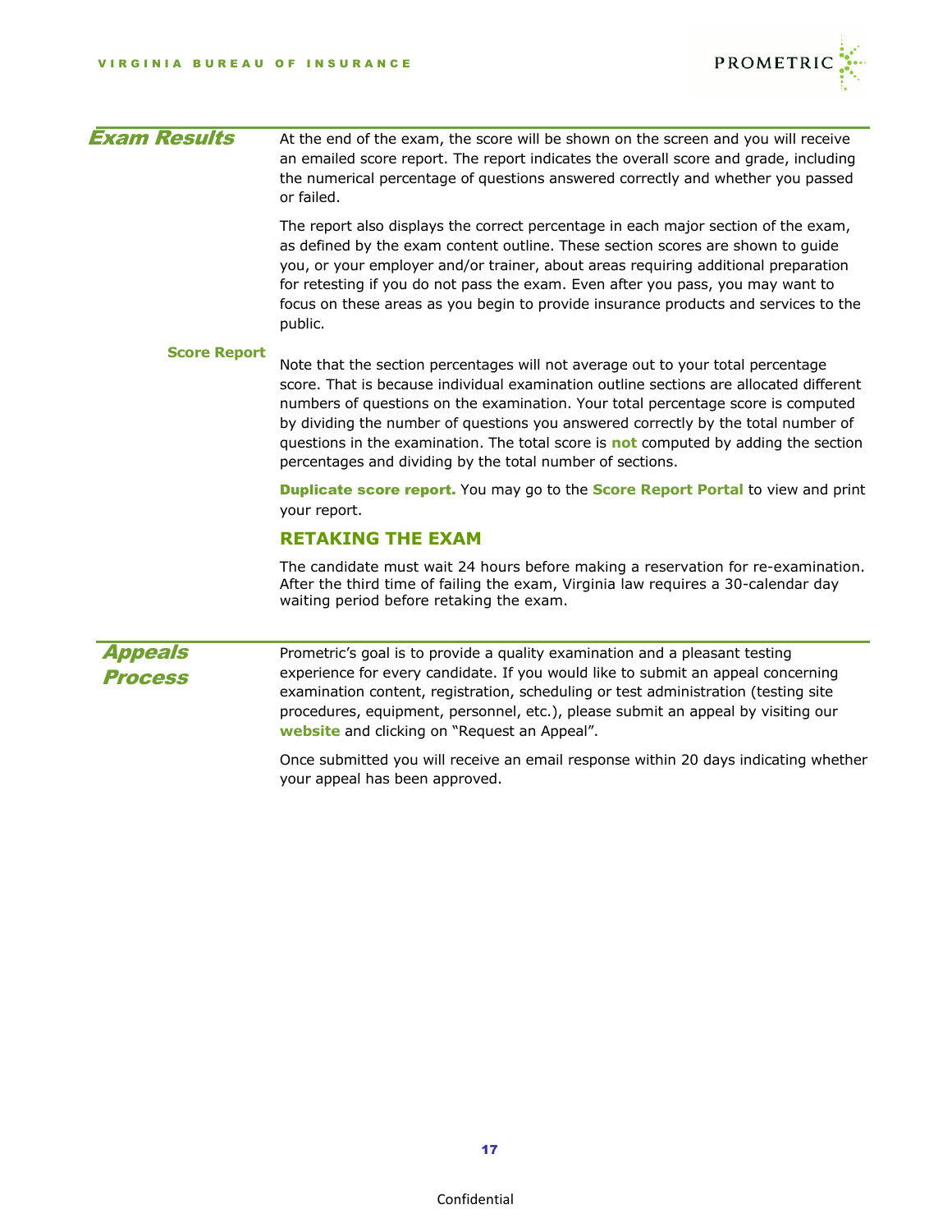## Exam Results

At the end of the exam, the score will be shown on the screen and you will receive an emailed score report. The report indicates the overall score and grade, including the numerical percentage of questions answered correctly and whether you passed or failed.

The report also displays the correct percentage in each major section of the exam, as defined by the exam content outline. These section scores are shown to guide you, or your employer and/or trainer, about areas requiring additional preparation for retesting if you do not pass the exam. Even after you pass, you may want to focus on these areas as you begin to provide insurance products and services to the public.

### Score Report

Note that the section percentages will not average out to your total percentage score. That is because individual examination outline sections are allocated different numbers of questions on the examination. Your total percentage score is computed by dividing the number of questions you answered correctly by the total number of questions in the examination. The total score is **not** computed by adding the section percentages and dividing by the total number of sections.

**Duplicate score report.** You may go to the **Score Report Portal** to view and print your report.

### RETAKING THE EXAM

The candidate must wait 24 hours before making a reservation for re-examination. After the third time of failing the exam, Virginia law requires a 30-calendar day waiting period before retaking the exam.

## Appeals Process

Prometric's goal is to provide a quality examination and a pleasant testing experience for every candidate. If you would like to submit an appeal concerning examination content, registration, scheduling or test administration (testing site procedures, equipment, personnel, etc.), please submit an appeal by visiting our **website** and clicking on "Request an Appeal".

Once submitted you will receive an email response within 20 days indicating whether your appeal has been approved.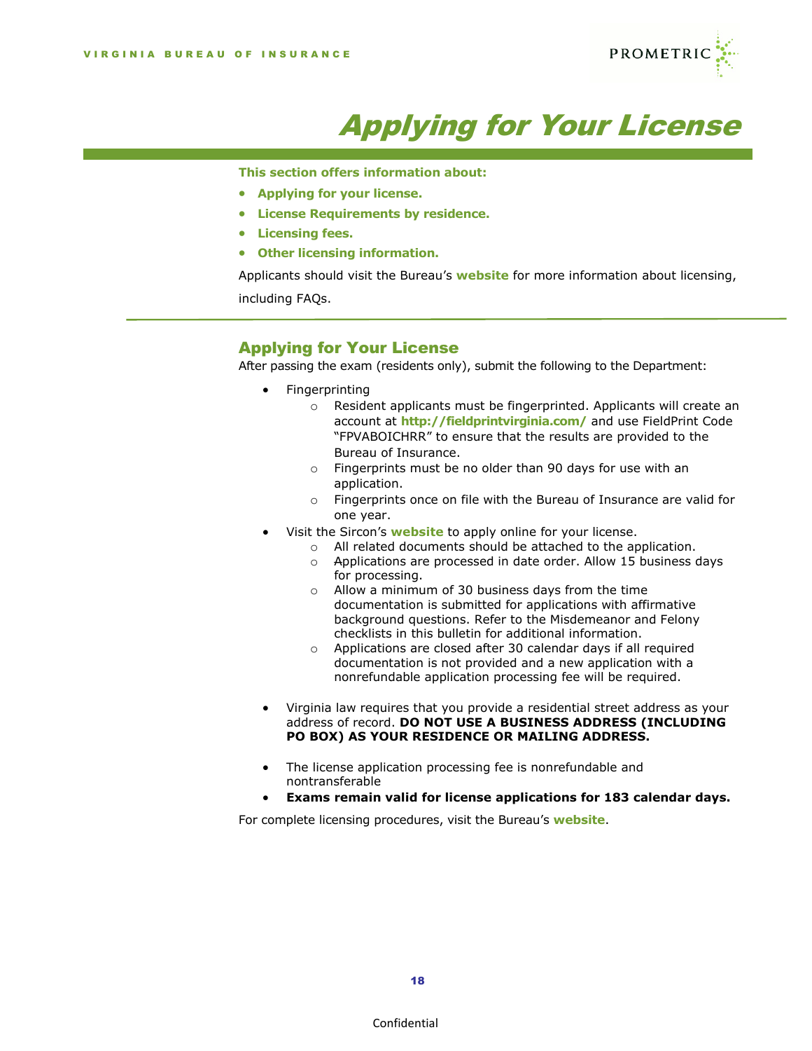# Applying for Your License

**This section offers information about:**

- **Applying for your license.**
- **License Requirements by residence.**
- **Licensing fees.**
- **Other licensing information.**

Applicants should visit the Bureau's **website** for more information about licensing, including FAQs.

## Applying for Your License

After passing the exam (residents only), submit the following to the Department:

- Fingerprinting
  - Resident applicants must be fingerprinted. Applicants will create an account at **http://fieldprintvirginia.com/** and use FieldPrint Code "FPVABOICHRR" to ensure that the results are provided to the Bureau of Insurance.
  - Fingerprints must be no older than 90 days for use with an application.
  - Fingerprints once on file with the Bureau of Insurance are valid for one year.
- Visit the Sircon's **website** to apply online for your license.
  - All related documents should be attached to the application.
  - Applications are processed in date order. Allow 15 business days for processing.
  - Allow a minimum of 30 business days from the time documentation is submitted for applications with affirmative background questions. Refer to the Misdemeanor and Felony checklists in this bulletin for additional information.
  - Applications are closed after 30 calendar days if all required documentation is not provided and a new application with a nonrefundable application processing fee will be required.
- Virginia law requires that you provide a residential street address as your address of record. **DO NOT USE A BUSINESS ADDRESS (INCLUDING PO BOX) AS YOUR RESIDENCE OR MAILING ADDRESS.**
- The license application processing fee is nonrefundable and nontransferable
- **Exams remain valid for license applications for 183 calendar days.**

For complete licensing procedures, visit the Bureau's **website**.

Confidential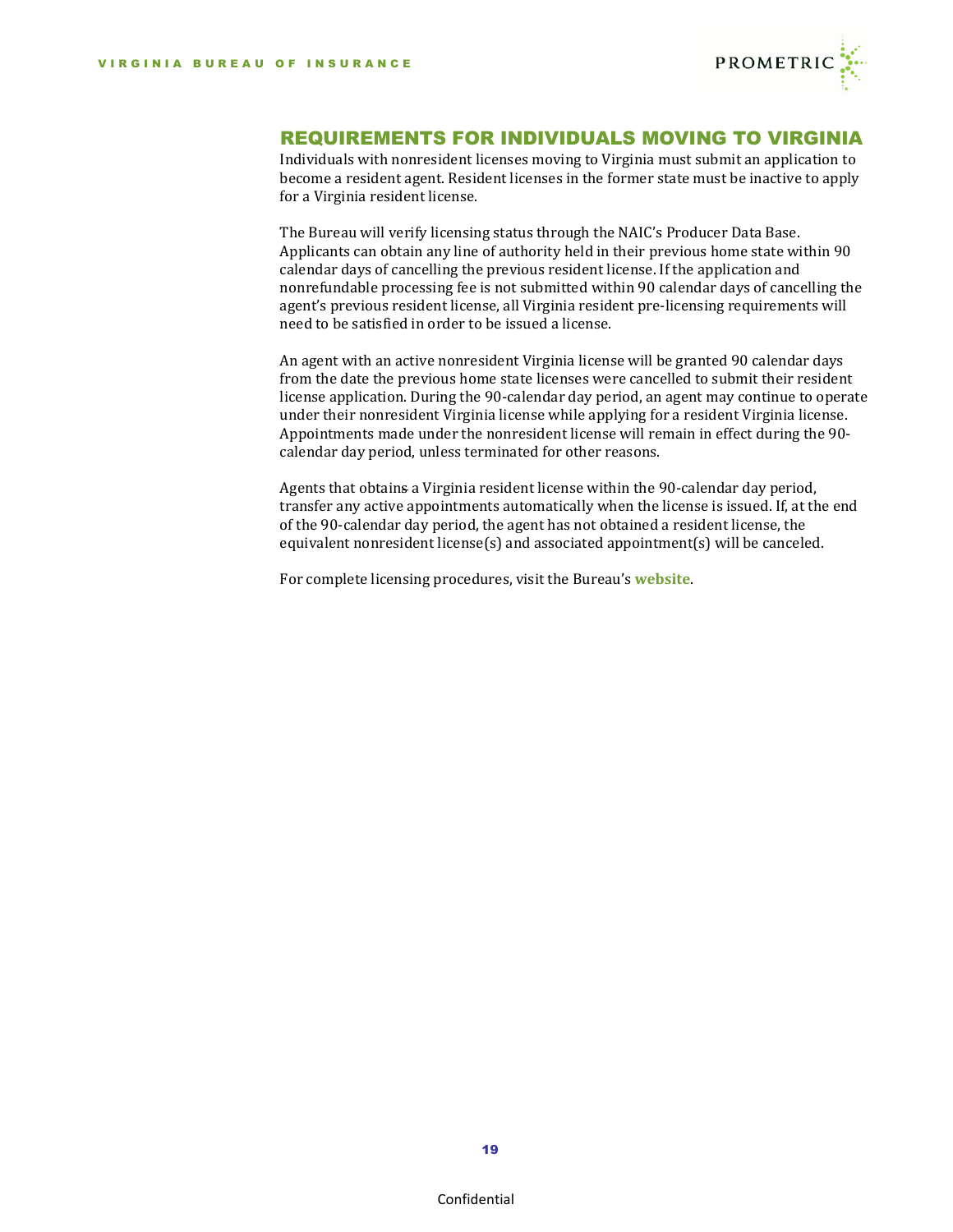## REQUIREMENTS FOR INDIVIDUALS MOVING TO VIRGINIA

Individuals with nonresident licenses moving to Virginia must submit an application to become a resident agent. Resident licenses in the former state must be inactive to apply for a Virginia resident license.

The Bureau will verify licensing status through the NAIC's Producer Data Base. Applicants can obtain any line of authority held in their previous home state within 90 calendar days of cancelling the previous resident license. If the application and nonrefundable processing fee is not submitted within 90 calendar days of cancelling the agent's previous resident license, all Virginia resident pre-licensing requirements will need to be satisfied in order to be issued a license.

An agent with an active nonresident Virginia license will be granted 90 calendar days from the date the previous home state licenses were cancelled to submit their resident license application. During the 90-calendar day period, an agent may continue to operate under their nonresident Virginia license while applying for a resident Virginia license. Appointments made under the nonresident license will remain in effect during the 90-calendar day period, unless terminated for other reasons.

Agents that obtains a Virginia resident license within the 90-calendar day period, transfer any active appointments automatically when the license is issued. If, at the end of the 90-calendar day period, the agent has not obtained a resident license, the equivalent nonresident license(s) and associated appointment(s) will be canceled.

For complete licensing procedures, visit the Bureau's **website**.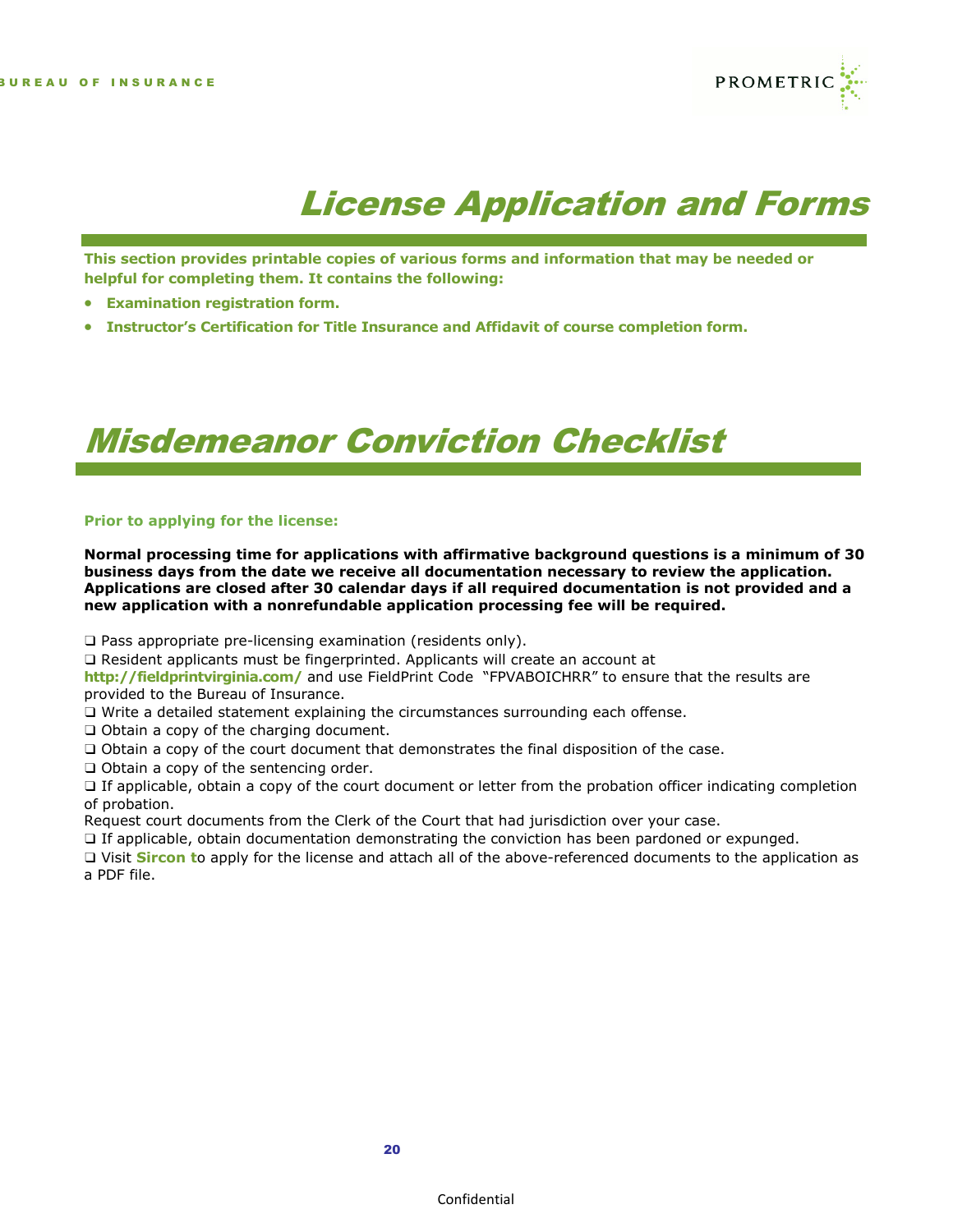# License Application and Forms

**This section provides printable copies of various forms and information that may be needed or helpful for completing them. It contains the following:**

- **Examination registration form.**
- **Instructor's Certification for Title Insurance and Affidavit of course completion form.**

# Misdemeanor Conviction Checklist

**Prior to applying for the license:**

**Normal processing time for applications with affirmative background questions is a minimum of 30 business days from the date we receive all documentation necessary to review the application. Applications are closed after 30 calendar days if all required documentation is not provided and a new application with a nonrefundable application processing fee will be required.**

❑ Pass appropriate pre-licensing examination (residents only).

❑ Resident applicants must be fingerprinted. Applicants will create an account at **http://fieldprintvirginia.com/** and use FieldPrint Code "FPVABOICHRR" to ensure that the results are provided to the Bureau of Insurance.

❑ Write a detailed statement explaining the circumstances surrounding each offense.

❑ Obtain a copy of the charging document.

❑ Obtain a copy of the court document that demonstrates the final disposition of the case.

❑ Obtain a copy of the sentencing order.

❑ If applicable, obtain a copy of the court document or letter from the probation officer indicating completion of probation.

Request court documents from the Clerk of the Court that had jurisdiction over your case.

❑ If applicable, obtain documentation demonstrating the conviction has been pardoned or expunged.

❑ Visit **Sircon t**o apply for the license and attach all of the above-referenced documents to the application as a PDF file.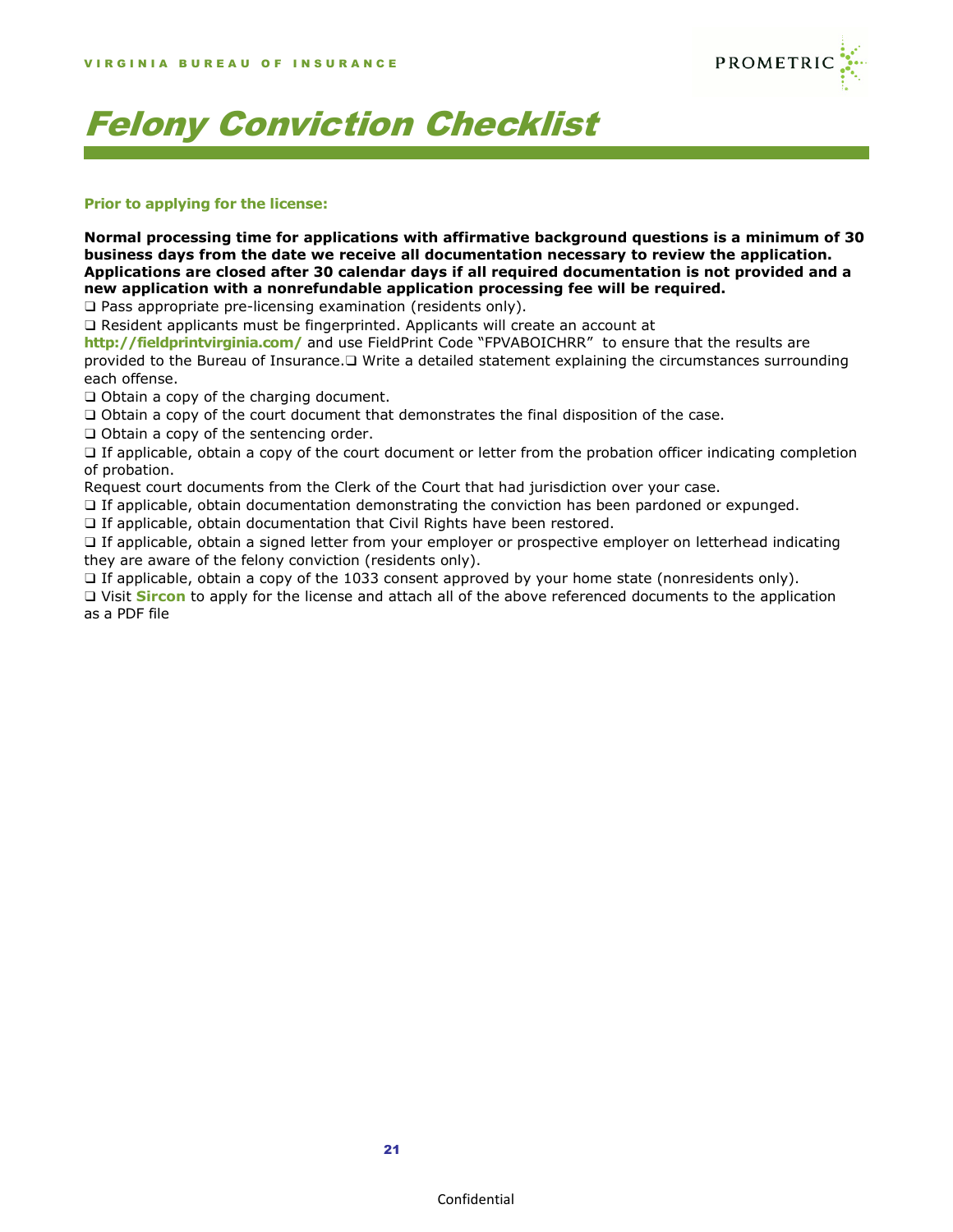# Felony Conviction Checklist

**Prior to applying for the license:**

**Normal processing time for applications with affirmative background questions is a minimum of 30 business days from the date we receive all documentation necessary to review the application. Applications are closed after 30 calendar days if all required documentation is not provided and a new application with a nonrefundable application processing fee will be required.**

❑ Pass appropriate pre-licensing examination (residents only).

❑ Resident applicants must be fingerprinted. Applicants will create an account at **http://fieldprintvirginia.com/** and use FieldPrint Code "FPVABOICHRR" to ensure that the results are provided to the Bureau of Insurance.❑ Write a detailed statement explaining the circumstances surrounding each offense.

❑ Obtain a copy of the charging document.

❑ Obtain a copy of the court document that demonstrates the final disposition of the case.

❑ Obtain a copy of the sentencing order.

❑ If applicable, obtain a copy of the court document or letter from the probation officer indicating completion of probation.

Request court documents from the Clerk of the Court that had jurisdiction over your case.

❑ If applicable, obtain documentation demonstrating the conviction has been pardoned or expunged.

❑ If applicable, obtain documentation that Civil Rights have been restored.

❑ If applicable, obtain a signed letter from your employer or prospective employer on letterhead indicating they are aware of the felony conviction (residents only).

❑ If applicable, obtain a copy of the 1033 consent approved by your home state (nonresidents only).

❑ Visit **Sircon** to apply for the license and attach all of the above referenced documents to the application as a PDF file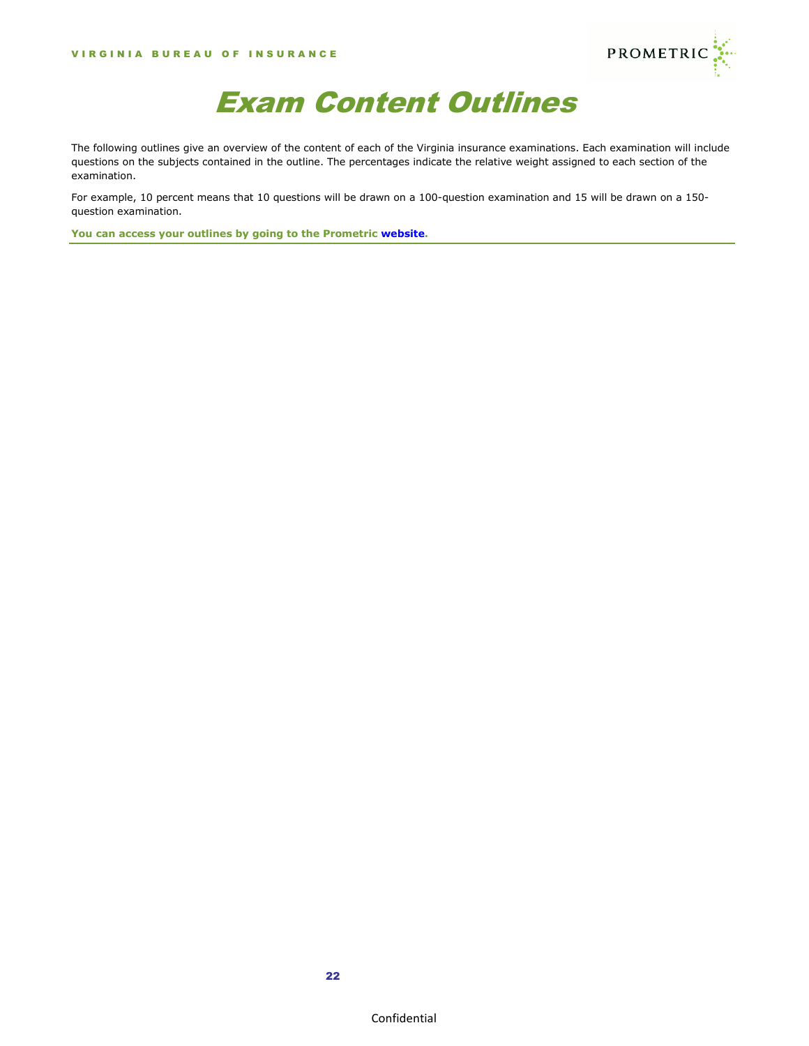# Exam Content Outlines

The following outlines give an overview of the content of each of the Virginia insurance examinations. Each examination will include questions on the subjects contained in the outline. The percentages indicate the relative weight assigned to each section of the examination.

For example, 10 percent means that 10 questions will be drawn on a 100-question examination and 15 will be drawn on a 150-question examination.

**You can access your outlines by going to the Prometric website.**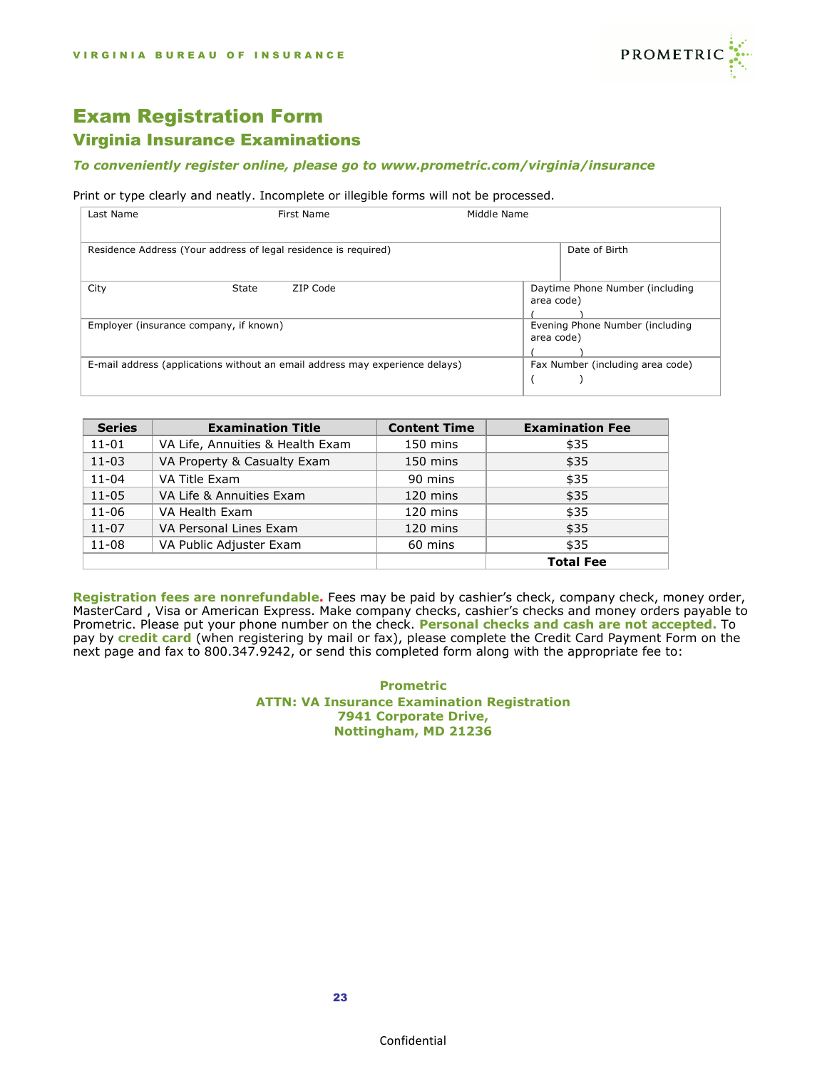# Exam Registration Form

## Virginia Insurance Examinations

***To conveniently register online, please go to www.prometric.com/virginia/insurance***

Print or type clearly and neatly. Incomplete or illegible forms will not be processed.

| Last Name | First Name | Middle Name | |
|---|---|---|---|
| Residence Address (Your address of legal residence is required) | | | Date of Birth |
| City | State | ZIP Code | Daytime Phone Number (including area code) ( ) |
| Employer (insurance company, if known) | | | Evening Phone Number (including area code) ( ) |
| E-mail address (applications without an email address may experience delays) | | | Fax Number (including area code) ( ) |

| Series | Examination Title | Content Time | Examination Fee |
|---|---|---|---|
| 11-01 | VA Life, Annuities & Health Exam | 150 mins | $35 |
| 11-03 | VA Property & Casualty Exam | 150 mins | $35 |
| 11-04 | VA Title Exam | 90 mins | $35 |
| 11-05 | VA Life & Annuities Exam | 120 mins | $35 |
| 11-06 | VA Health Exam | 120 mins | $35 |
| 11-07 | VA Personal Lines Exam | 120 mins | $35 |
| 11-08 | VA Public Adjuster Exam | 60 mins | $35 |
| | | | **Total Fee** |

**Registration fees are nonrefundable.** Fees may be paid by cashier's check, company check, money order, MasterCard , Visa or American Express. Make company checks, cashier's checks and money orders payable to Prometric. Please put your phone number on the check. **Personal checks and cash are not accepted.** To pay by **credit card** (when registering by mail or fax), please complete the Credit Card Payment Form on the next page and fax to 800.347.9242, or send this completed form along with the appropriate fee to:

**Prometric**
**ATTN: VA Insurance Examination Registration**
**7941 Corporate Drive,**
**Nottingham, MD 21236**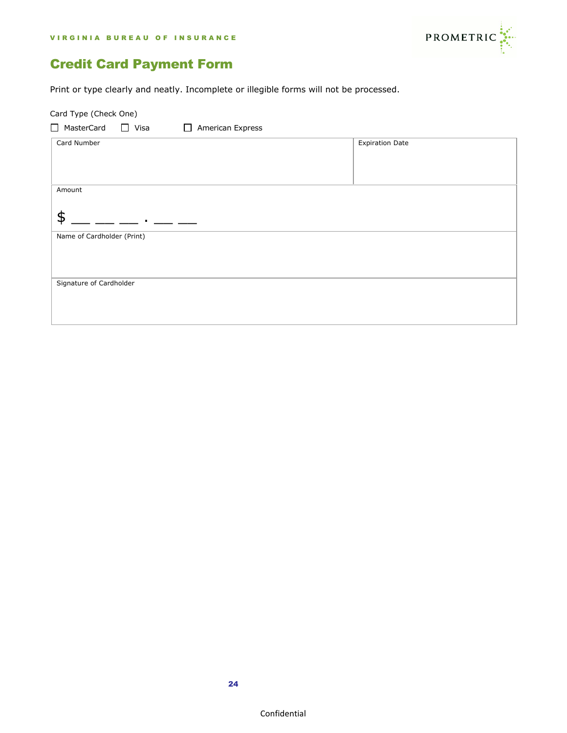# Credit Card Payment Form

Print or type clearly and neatly. Incomplete or illegible forms will not be processed.

Card Type (Check One)

☐ MasterCard ☐ Visa ☐ American Express

| Card Number | Expiration Date |
|---|---|
| | |

| Amount |
|---|
| $ \_\_ \_\_ \_\_ . \_\_ \_\_ |
| Name of Cardholder (Print) |
| |
| Signature of Cardholder |
| |

Confidential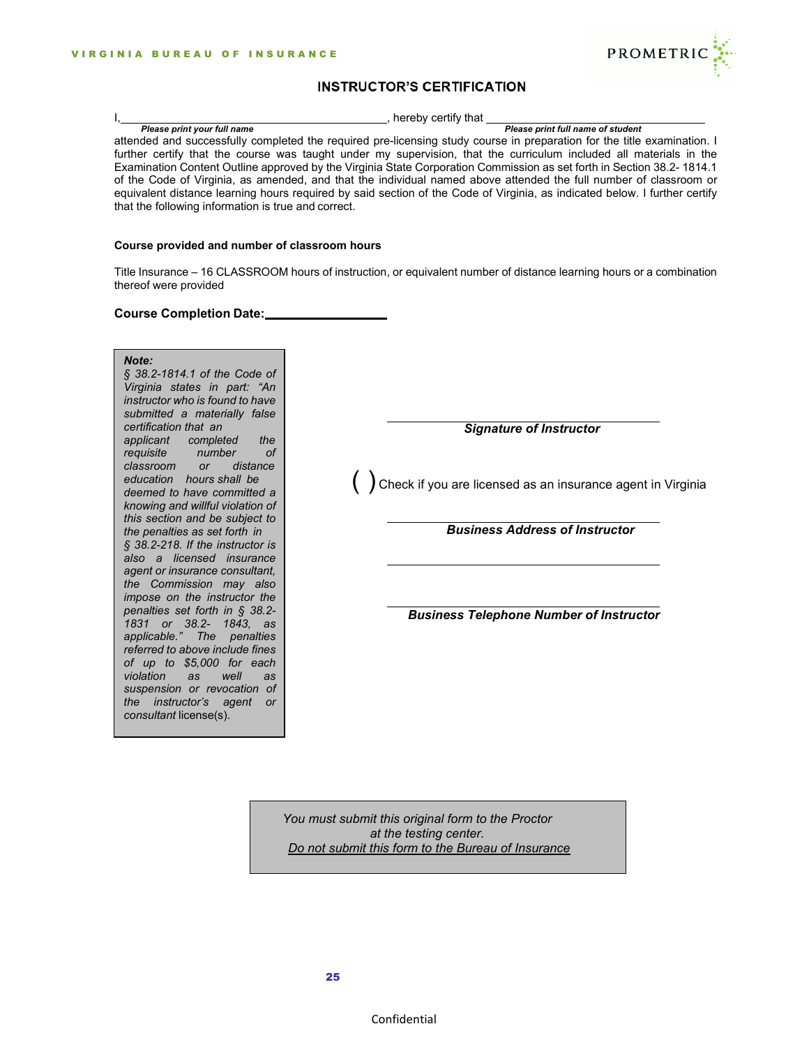# INSTRUCTOR'S CERTIFICATION

I,\_\_\_\_\_\_\_\_\_\_\_\_\_\_\_\_\_\_\_\_\_\_\_\_\_\_\_\_\_\_\_\_\_\_\_\_\_\_\_\_\_\_, hereby certify that \_\_\_\_\_\_\_\_\_\_\_\_\_\_\_\_\_\_\_\_\_\_\_\_\_\_\_\_\_\_\_\_\_\_\_\_\_

***Please print your full name*** ***Please print full name of student***

attended and successfully completed the required pre-licensing study course in preparation for the title examination. I further certify that the course was taught under my supervision, that the curriculum included all materials in the Examination Content Outline approved by the Virginia State Corporation Commission as set forth in Section 38.2- 1814.1 of the Code of Virginia, as amended, and that the individual named above attended the full number of classroom or equivalent distance learning hours required by said section of the Code of Virginia, as indicated below. I further certify that the following information is true and correct.

**Course provided and number of classroom hours**

Title Insurance – 16 CLASSROOM hours of instruction, or equivalent number of distance learning hours or a combination thereof were provided

**Course Completion Date:\_\_\_\_\_\_\_\_\_\_\_\_\_\_\_\_\_\_\_**

> ***Note:***
> *§ 38.2-1814.1 of the Code of Virginia states in part: "An instructor who is found to have submitted a materially false certification that an applicant completed the requisite number of classroom or distance education hours shall be deemed to have committed a knowing and willful violation of this section and be subject to the penalties as set forth in § 38.2-218. If the instructor is also a licensed insurance agent or insurance consultant, the Commission may also impose on the instructor the penalties set forth in § 38.2-1831 or 38.2- 1843, as applicable." The penalties referred to above include fines of up to $5,000 for each violation as well as suspension or revocation of the instructor's agent or consultant* license(s).

\_\_\_\_\_\_\_\_\_\_\_\_\_\_\_\_\_\_\_\_\_\_\_\_\_\_\_\_\_\_\_\_\_\_\_\_\_\_\_\_\_\_

***Signature of Instructor***

( ) Check if you are licensed as an insurance agent in Virginia

\_\_\_\_\_\_\_\_\_\_\_\_\_\_\_\_\_\_\_\_\_\_\_\_\_\_\_\_\_\_\_\_\_\_\_\_\_\_\_\_\_\_

***Business Address of Instructor***

\_\_\_\_\_\_\_\_\_\_\_\_\_\_\_\_\_\_\_\_\_\_\_\_\_\_\_\_\_\_\_\_\_\_\_\_\_\_\_\_\_\_

\_\_\_\_\_\_\_\_\_\_\_\_\_\_\_\_\_\_\_\_\_\_\_\_\_\_\_\_\_\_\_\_\_\_\_\_\_\_\_\_\_\_

***Business Telephone Number of Instructor***

> *You must submit this original form to the Proctor at the testing center.*
> *Do not submit this form to the Bureau of Insurance*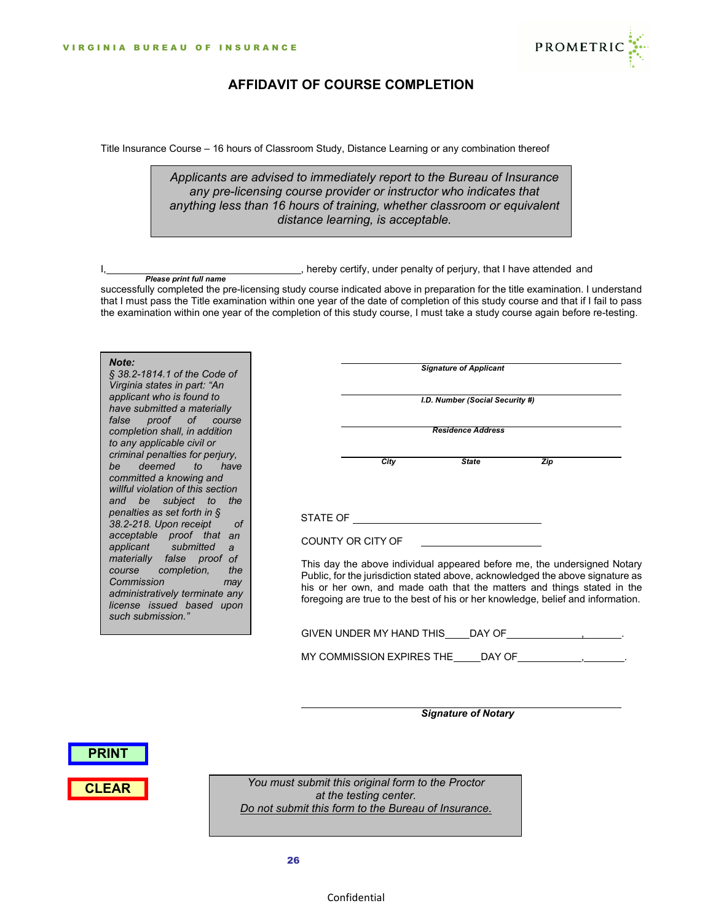VIRGINIA BUREAU OF INSURANCE

PROMETRIC

# AFFIDAVIT OF COURSE COMPLETION

Title Insurance Course – 16 hours of Classroom Study, Distance Learning or any combination thereof

> *Applicants are advised to immediately report to the Bureau of Insurance any pre-licensing course provider or instructor who indicates that anything less than 16 hours of training, whether classroom or equivalent distance learning, is acceptable.*

I,\_\_\_\_\_\_\_\_\_\_\_\_\_\_\_\_\_\_\_\_\_\_\_\_\_\_\_\_\_\_\_\_\_\_\_, hereby certify, under penalty of perjury, that I have attended and
***Please print full name***
successfully completed the pre-licensing study course indicated above in preparation for the title examination. I understand that I must pass the Title examination within one year of the date of completion of this study course and that if I fail to pass the examination within one year of the completion of this study course, I must take a study course again before re-testing.

> ***Note:***
> *§ 38.2-1814.1 of the Code of Virginia states in part: "An applicant who is found to have submitted a materially false proof of course completion shall, in addition to any applicable civil or criminal penalties for perjury, be deemed to have committed a knowing and willful violation of this section and be subject to the penalties as set forth in § 38.2-218. Upon receipt of acceptable proof that an applicant submitted a materially false proof of course completion, the Commission may administratively terminate any license issued based upon such submission."*

\_\_\_\_\_\_\_\_\_\_\_\_\_\_\_\_\_\_\_\_\_\_\_\_\_\_\_\_\_\_\_\_\_\_\_\_\_\_\_\_
***Signature of Applicant***

\_\_\_\_\_\_\_\_\_\_\_\_\_\_\_\_\_\_\_\_\_\_\_\_\_\_\_\_\_\_\_\_\_\_\_\_\_\_\_\_
***I.D. Number (Social Security #)***

\_\_\_\_\_\_\_\_\_\_\_\_\_\_\_\_\_\_\_\_\_\_\_\_\_\_\_\_\_\_\_\_\_\_\_\_\_\_\_\_
***Residence Address***

\_\_\_\_\_\_\_\_\_\_\_\_\_\_\_\_\_\_\_\_\_\_\_\_\_\_\_\_\_\_\_\_\_\_\_\_\_\_\_\_
***City*** ***State*** ***Zip***

STATE OF \_\_\_\_\_\_\_\_\_\_\_\_\_\_\_\_\_\_\_\_\_\_\_\_\_\_\_\_\_\_\_\_

COUNTY OR CITY OF \_\_\_\_\_\_\_\_\_\_\_\_\_\_\_\_\_\_\_\_\_\_

This day the above individual appeared before me, the undersigned Notary Public, for the jurisdiction stated above, acknowledged the above signature as his or her own, and made oath that the matters and things stated in the foregoing are true to the best of his or her knowledge, belief and information.

GIVEN UNDER MY HAND THIS\_\_\_\_\_DAY OF\_\_\_\_\_\_\_\_\_\_\_\_\_\_\_,\_\_\_\_\_\_\_\_.

MY COMMISSION EXPIRES THE\_\_\_\_\_DAY OF\_\_\_\_\_\_\_\_\_\_\_\_\_,\_\_\_\_\_\_\_\_.

\_\_\_\_\_\_\_\_\_\_\_\_\_\_\_\_\_\_\_\_\_\_\_\_\_\_\_\_\_\_\_\_\_\_\_\_\_\_\_\_
***Signature of Notary***

**PRINT**

**CLEAR**

> *You must submit this original form to the Proctor at the testing center.*
> *<u>Do not submit this form to the Bureau of Insurance.</u>*

Confidential